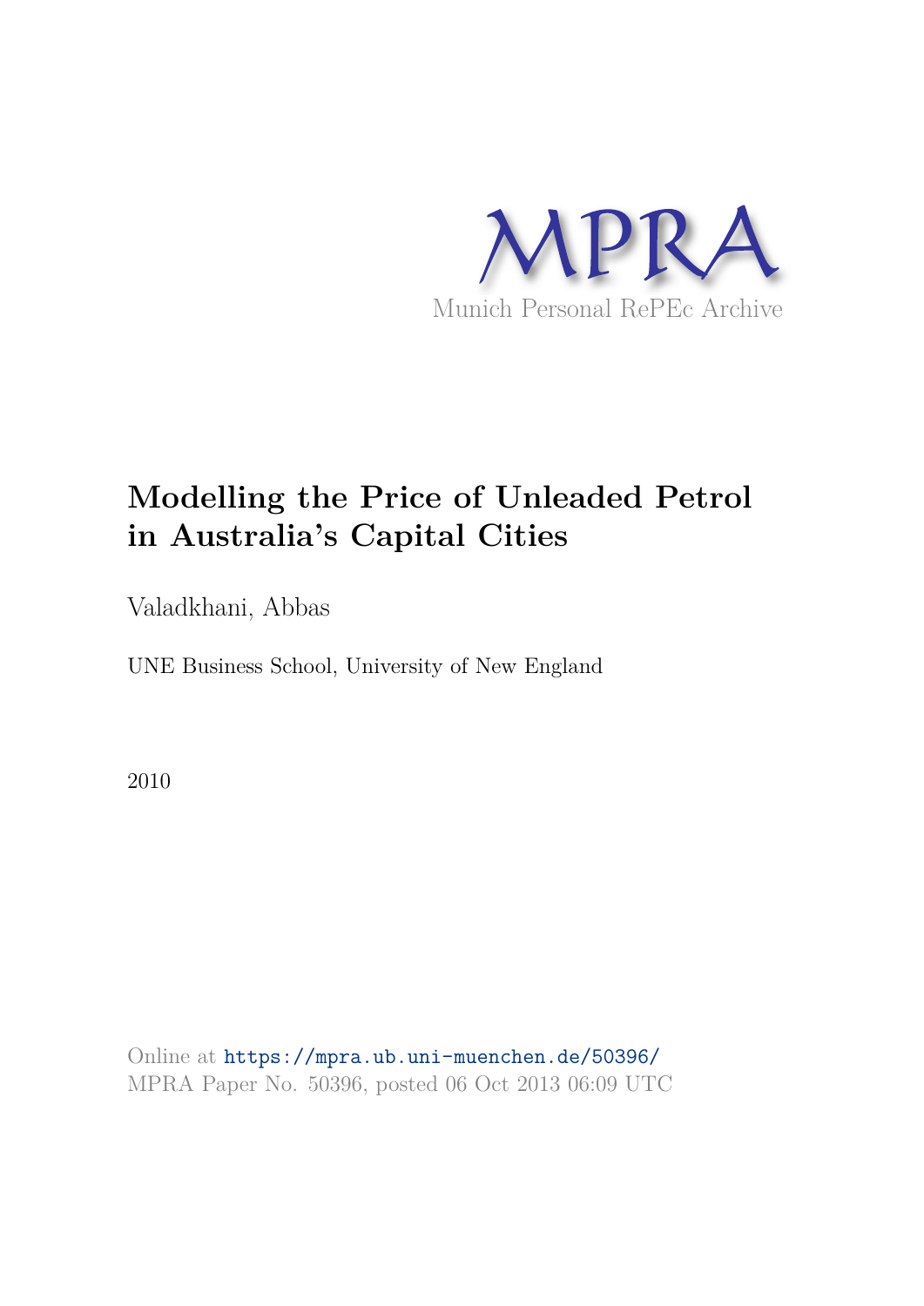MPRA

Munich Personal RePEc Archive

# Modelling the Price of Unleaded Petrol in Australia's Capital Cities

Valadkhani, Abbas

UNE Business School, University of New England

2010

Online at https://mpra.ub.uni-muenchen.de/50396/
MPRA Paper No. 50396, posted 06 Oct 2013 06:09 UTC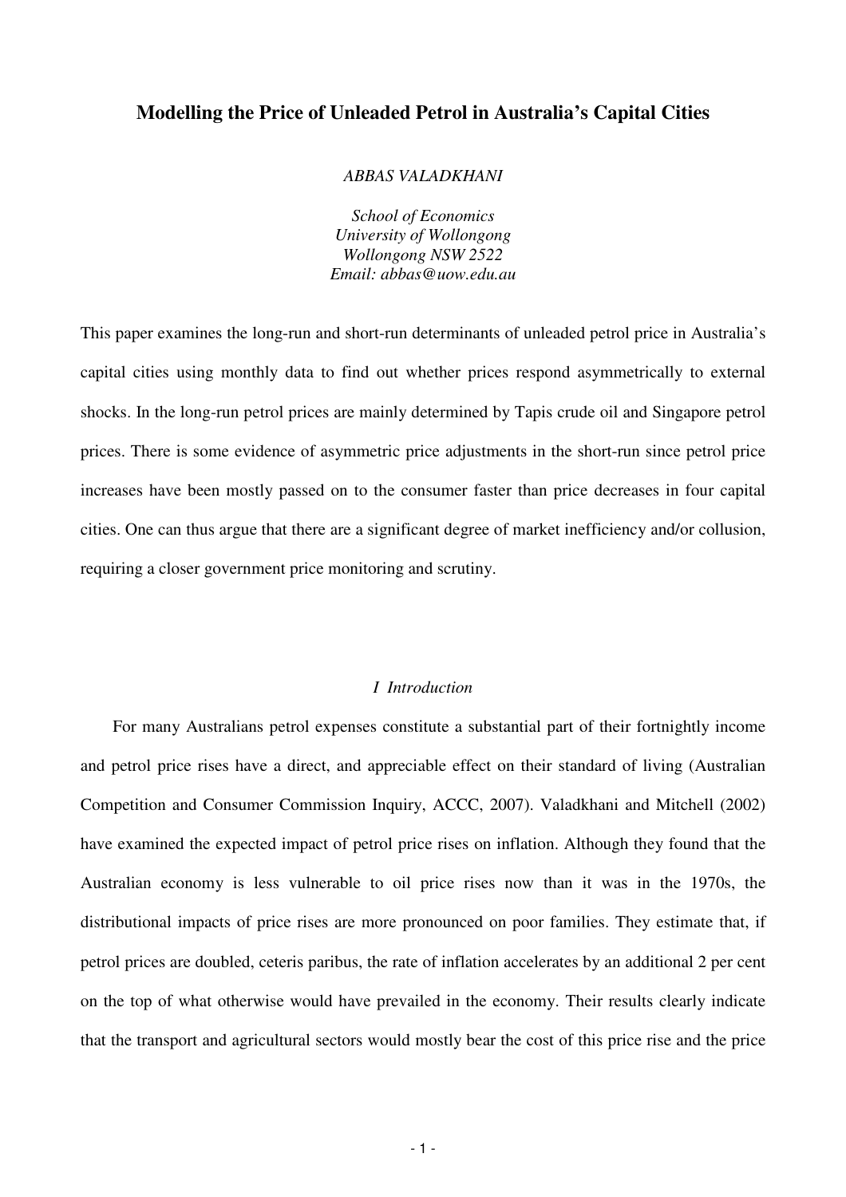# Modelling the Price of Unleaded Petrol in Australia's Capital Cities

*ABBAS VALADKHANI*

*School of Economics*
*University of Wollongong*
*Wollongong NSW 2522*
*Email: abbas@uow.edu.au*

This paper examines the long-run and short-run determinants of unleaded petrol price in Australia's capital cities using monthly data to find out whether prices respond asymmetrically to external shocks. In the long-run petrol prices are mainly determined by Tapis crude oil and Singapore petrol prices. There is some evidence of asymmetric price adjustments in the short-run since petrol price increases have been mostly passed on to the consumer faster than price decreases in four capital cities. One can thus argue that there are a significant degree of market inefficiency and/or collusion, requiring a closer government price monitoring and scrutiny.

## *I Introduction*

For many Australians petrol expenses constitute a substantial part of their fortnightly income and petrol price rises have a direct, and appreciable effect on their standard of living (Australian Competition and Consumer Commission Inquiry, ACCC, 2007). Valadkhani and Mitchell (2002) have examined the expected impact of petrol price rises on inflation. Although they found that the Australian economy is less vulnerable to oil price rises now than it was in the 1970s, the distributional impacts of price rises are more pronounced on poor families. They estimate that, if petrol prices are doubled, ceteris paribus, the rate of inflation accelerates by an additional 2 per cent on the top of what otherwise would have prevailed in the economy. Their results clearly indicate that the transport and agricultural sectors would mostly bear the cost of this price rise and the price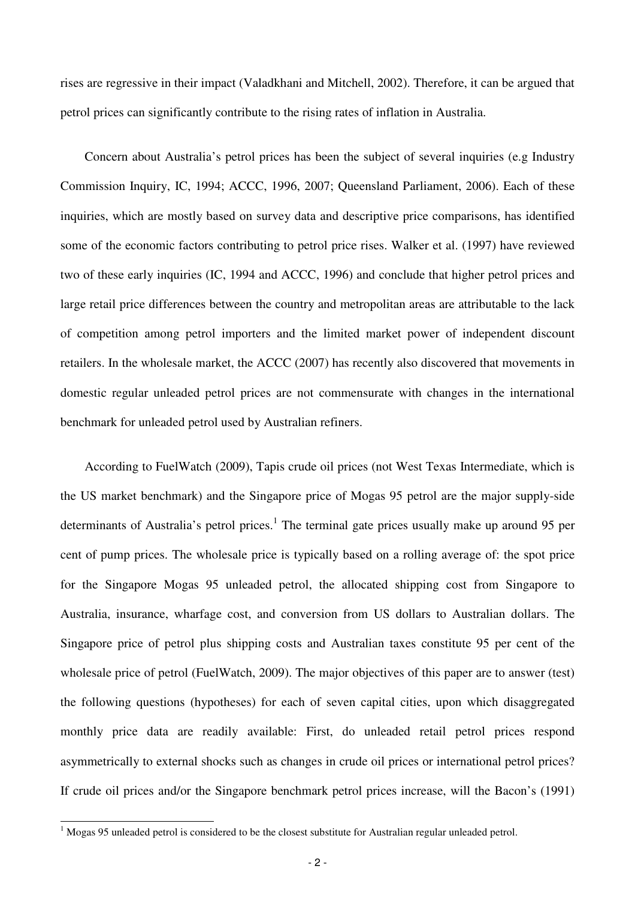rises are regressive in their impact (Valadkhani and Mitchell, 2002). Therefore, it can be argued that petrol prices can significantly contribute to the rising rates of inflation in Australia.

Concern about Australia's petrol prices has been the subject of several inquiries (e.g Industry Commission Inquiry, IC, 1994; ACCC, 1996, 2007; Queensland Parliament, 2006). Each of these inquiries, which are mostly based on survey data and descriptive price comparisons, has identified some of the economic factors contributing to petrol price rises. Walker et al. (1997) have reviewed two of these early inquiries (IC, 1994 and ACCC, 1996) and conclude that higher petrol prices and large retail price differences between the country and metropolitan areas are attributable to the lack of competition among petrol importers and the limited market power of independent discount retailers. In the wholesale market, the ACCC (2007) has recently also discovered that movements in domestic regular unleaded petrol prices are not commensurate with changes in the international benchmark for unleaded petrol used by Australian refiners.

According to FuelWatch (2009), Tapis crude oil prices (not West Texas Intermediate, which is the US market benchmark) and the Singapore price of Mogas 95 petrol are the major supply-side determinants of Australia's petrol prices.[1] The terminal gate prices usually make up around 95 per cent of pump prices. The wholesale price is typically based on a rolling average of: the spot price for the Singapore Mogas 95 unleaded petrol, the allocated shipping cost from Singapore to Australia, insurance, wharfage cost, and conversion from US dollars to Australian dollars. The Singapore price of petrol plus shipping costs and Australian taxes constitute 95 per cent of the wholesale price of petrol (FuelWatch, 2009). The major objectives of this paper are to answer (test) the following questions (hypotheses) for each of seven capital cities, upon which disaggregated monthly price data are readily available: First, do unleaded retail petrol prices respond asymmetrically to external shocks such as changes in crude oil prices or international petrol prices? If crude oil prices and/or the Singapore benchmark petrol prices increase, will the Bacon's (1991)

[1] Mogas 95 unleaded petrol is considered to be the closest substitute for Australian regular unleaded petrol.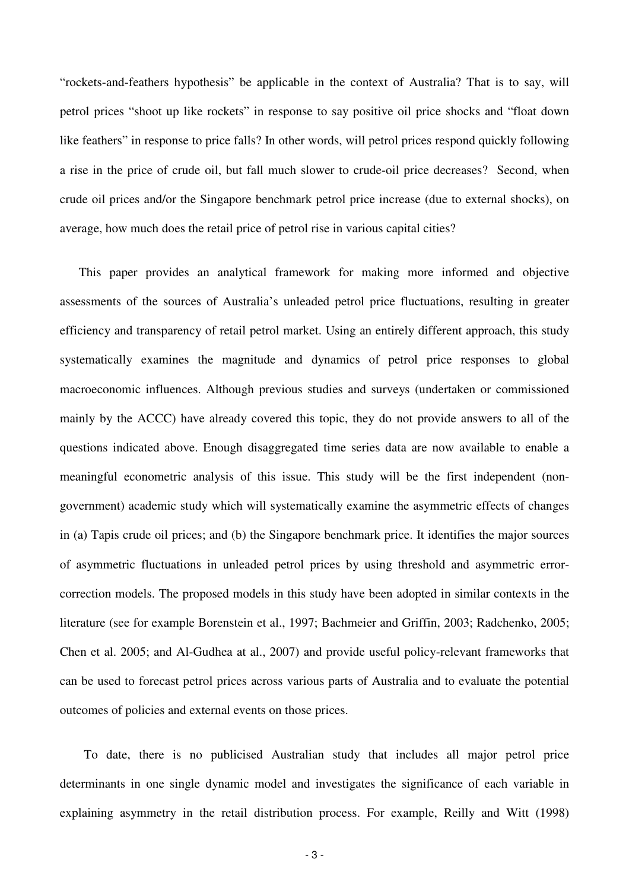"rockets-and-feathers hypothesis" be applicable in the context of Australia? That is to say, will petrol prices "shoot up like rockets" in response to say positive oil price shocks and "float down like feathers" in response to price falls? In other words, will petrol prices respond quickly following a rise in the price of crude oil, but fall much slower to crude-oil price decreases? Second, when crude oil prices and/or the Singapore benchmark petrol price increase (due to external shocks), on average, how much does the retail price of petrol rise in various capital cities?

This paper provides an analytical framework for making more informed and objective assessments of the sources of Australia's unleaded petrol price fluctuations, resulting in greater efficiency and transparency of retail petrol market. Using an entirely different approach, this study systematically examines the magnitude and dynamics of petrol price responses to global macroeconomic influences. Although previous studies and surveys (undertaken or commissioned mainly by the ACCC) have already covered this topic, they do not provide answers to all of the questions indicated above. Enough disaggregated time series data are now available to enable a meaningful econometric analysis of this issue. This study will be the first independent (non-government) academic study which will systematically examine the asymmetric effects of changes in (a) Tapis crude oil prices; and (b) the Singapore benchmark price. It identifies the major sources of asymmetric fluctuations in unleaded petrol prices by using threshold and asymmetric error-correction models. The proposed models in this study have been adopted in similar contexts in the literature (see for example Borenstein et al., 1997; Bachmeier and Griffin, 2003; Radchenko, 2005; Chen et al. 2005; and Al-Gudhea at al., 2007) and provide useful policy-relevant frameworks that can be used to forecast petrol prices across various parts of Australia and to evaluate the potential outcomes of policies and external events on those prices.

To date, there is no publicised Australian study that includes all major petrol price determinants in one single dynamic model and investigates the significance of each variable in explaining asymmetry in the retail distribution process. For example, Reilly and Witt (1998)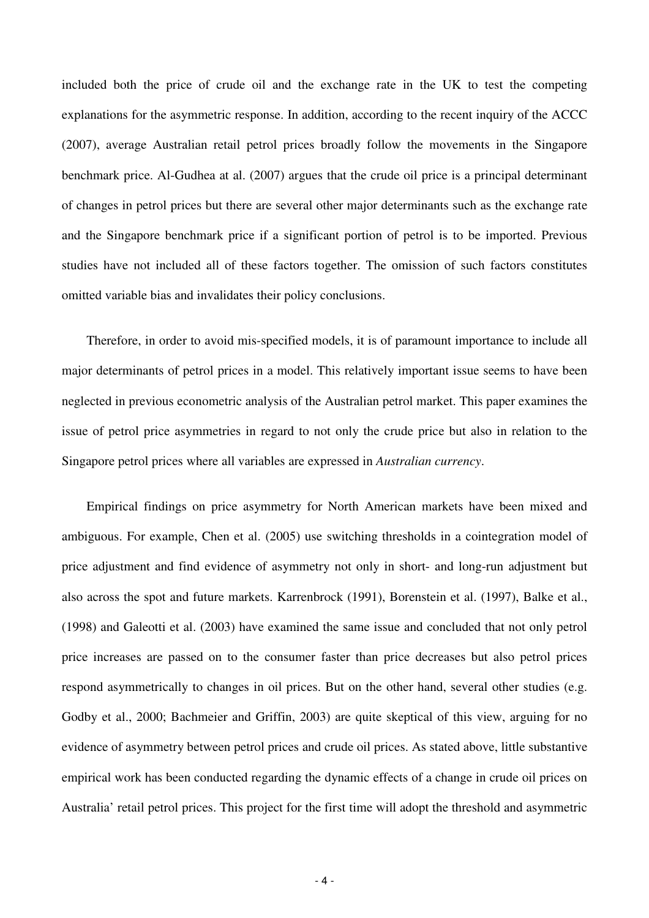included both the price of crude oil and the exchange rate in the UK to test the competing explanations for the asymmetric response. In addition, according to the recent inquiry of the ACCC (2007), average Australian retail petrol prices broadly follow the movements in the Singapore benchmark price. Al-Gudhea at al. (2007) argues that the crude oil price is a principal determinant of changes in petrol prices but there are several other major determinants such as the exchange rate and the Singapore benchmark price if a significant portion of petrol is to be imported. Previous studies have not included all of these factors together. The omission of such factors constitutes omitted variable bias and invalidates their policy conclusions.

Therefore, in order to avoid mis-specified models, it is of paramount importance to include all major determinants of petrol prices in a model. This relatively important issue seems to have been neglected in previous econometric analysis of the Australian petrol market. This paper examines the issue of petrol price asymmetries in regard to not only the crude price but also in relation to the Singapore petrol prices where all variables are expressed in *Australian currency*.

Empirical findings on price asymmetry for North American markets have been mixed and ambiguous. For example, Chen et al. (2005) use switching thresholds in a cointegration model of price adjustment and find evidence of asymmetry not only in short- and long-run adjustment but also across the spot and future markets. Karrenbrock (1991), Borenstein et al. (1997), Balke et al., (1998) and Galeotti et al. (2003) have examined the same issue and concluded that not only petrol price increases are passed on to the consumer faster than price decreases but also petrol prices respond asymmetrically to changes in oil prices. But on the other hand, several other studies (e.g. Godby et al., 2000; Bachmeier and Griffin, 2003) are quite skeptical of this view, arguing for no evidence of asymmetry between petrol prices and crude oil prices. As stated above, little substantive empirical work has been conducted regarding the dynamic effects of a change in crude oil prices on Australia' retail petrol prices. This project for the first time will adopt the threshold and asymmetric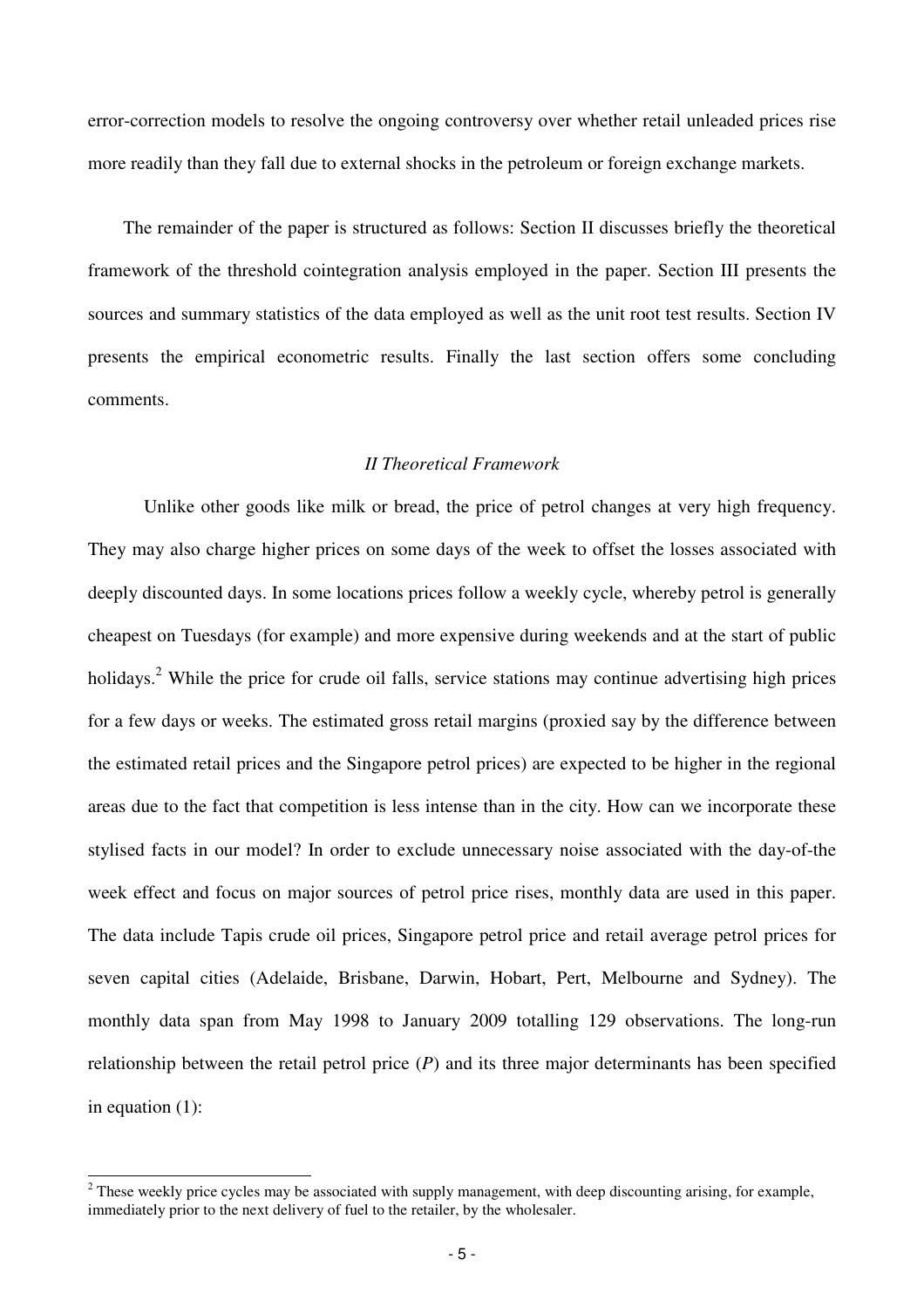error-correction models to resolve the ongoing controversy over whether retail unleaded prices rise more readily than they fall due to external shocks in the petroleum or foreign exchange markets.

The remainder of the paper is structured as follows: Section II discusses briefly the theoretical framework of the threshold cointegration analysis employed in the paper. Section III presents the sources and summary statistics of the data employed as well as the unit root test results. Section IV presents the empirical econometric results. Finally the last section offers some concluding comments.

## *II Theoretical Framework*

Unlike other goods like milk or bread, the price of petrol changes at very high frequency. They may also charge higher prices on some days of the week to offset the losses associated with deeply discounted days. In some locations prices follow a weekly cycle, whereby petrol is generally cheapest on Tuesdays (for example) and more expensive during weekends and at the start of public holidays.[2] While the price for crude oil falls, service stations may continue advertising high prices for a few days or weeks. The estimated gross retail margins (proxied say by the difference between the estimated retail prices and the Singapore petrol prices) are expected to be higher in the regional areas due to the fact that competition is less intense than in the city. How can we incorporate these stylised facts in our model? In order to exclude unnecessary noise associated with the day-of-the week effect and focus on major sources of petrol price rises, monthly data are used in this paper. The data include Tapis crude oil prices, Singapore petrol price and retail average petrol prices for seven capital cities (Adelaide, Brisbane, Darwin, Hobart, Pert, Melbourne and Sydney). The monthly data span from May 1998 to January 2009 totalling 129 observations. The long-run relationship between the retail petrol price (*P*) and its three major determinants has been specified in equation (1):

[2] These weekly price cycles may be associated with supply management, with deep discounting arising, for example, immediately prior to the next delivery of fuel to the retailer, by the wholesaler.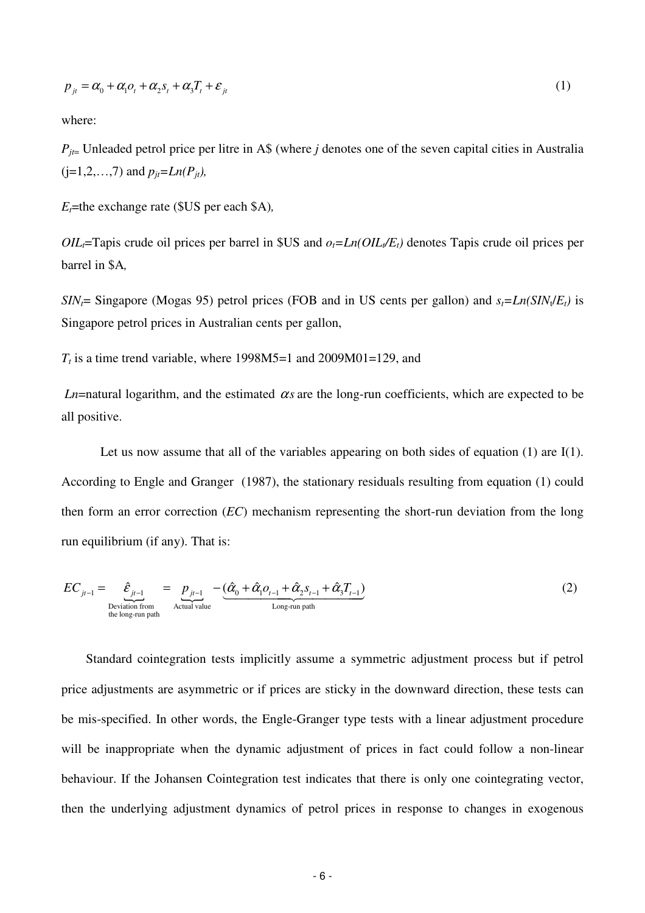$$p_{jt} = \alpha_0 + \alpha_1 o_t + \alpha_2 s_t + \alpha_3 T_t + \varepsilon_{jt} \tag{1}$$

where:

$P_{jt}$= Unleaded petrol price per litre in A\$ (where $j$ denotes one of the seven capital cities in Australia (j=1,2,…,7) and $p_{jt}=Ln(P_{jt})$,

$E_t$=the exchange rate (\$US per each \$A),

$OIL_t$=Tapis crude oil prices per barrel in \$US and $o_t=Ln(OIL_t/E_t)$ denotes Tapis crude oil prices per barrel in \$A,

$SIN_t$= Singapore (Mogas 95) petrol prices (FOB and in US cents per gallon) and $s_t=Ln(SIN_t/E_t)$ is Singapore petrol prices in Australian cents per gallon,

$T_t$ is a time trend variable, where 1998M5=1 and 2009M01=129, and

*Ln*=natural logarithm, and the estimated $\alpha s$ are the long-run coefficients, which are expected to be all positive.

Let us now assume that all of the variables appearing on both sides of equation (1) are I(1). According to Engle and Granger (1987), the stationary residuals resulting from equation (1) could then form an error correction (*EC*) mechanism representing the short-run deviation from the long run equilibrium (if any). That is:

$$EC_{jt-1} = \underbrace{\hat{\varepsilon}_{jt-1}}_{\substack{\text{Deviation from} \\ \text{the long-run path}}} = \underbrace{p_{jt-1}}_{\text{Actual value}} - \underbrace{(\hat{\alpha}_0 + \hat{\alpha}_1 o_{t-1} + \hat{\alpha}_2 s_{t-1} + \hat{\alpha}_3 T_{t-1})}_{\text{Long-run path}} \tag{2}$$

Standard cointegration tests implicitly assume a symmetric adjustment process but if petrol price adjustments are asymmetric or if prices are sticky in the downward direction, these tests can be mis-specified. In other words, the Engle-Granger type tests with a linear adjustment procedure will be inappropriate when the dynamic adjustment of prices in fact could follow a non-linear behaviour. If the Johansen Cointegration test indicates that there is only one cointegrating vector, then the underlying adjustment dynamics of petrol prices in response to changes in exogenous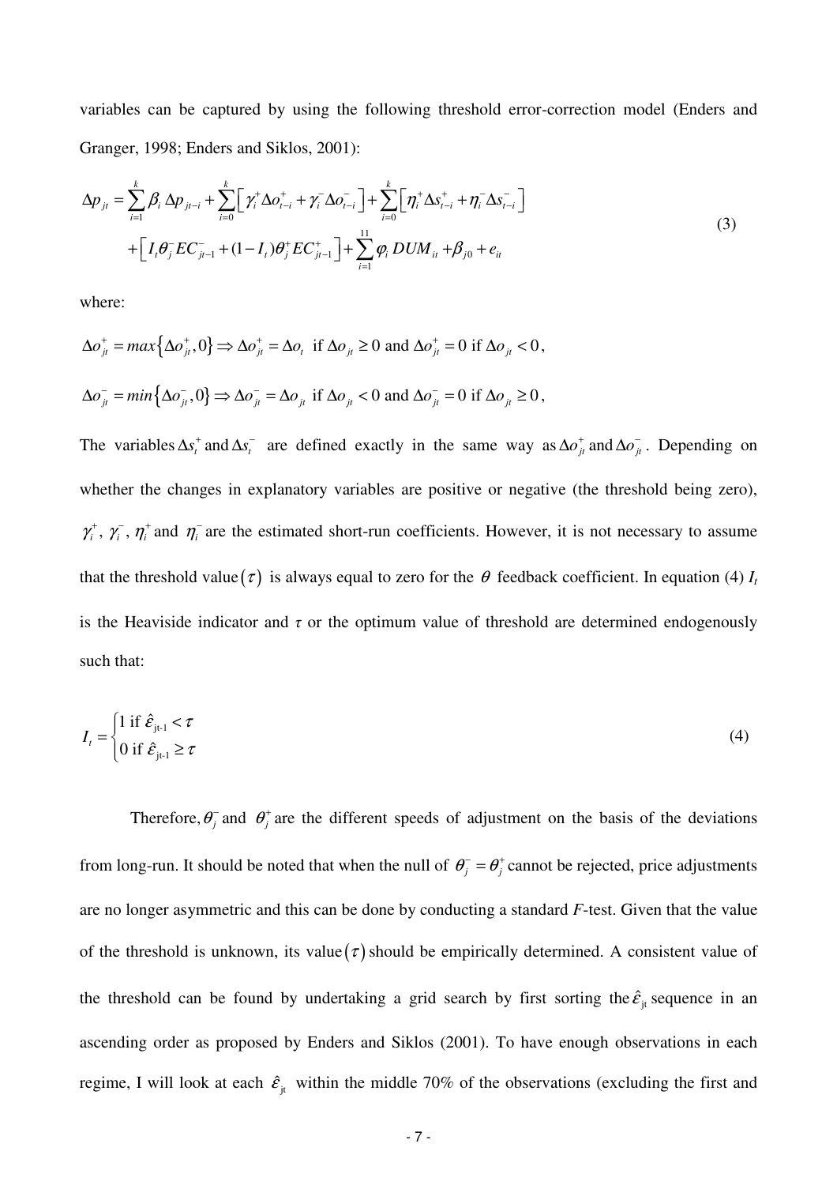variables can be captured by using the following threshold error-correction model (Enders and Granger, 1998; Enders and Siklos, 2001):

$$\Delta p_{jt} = \sum_{i=1}^{k} \beta_i \, \Delta p_{jt-i} + \sum_{i=0}^{k} \left[ \gamma_i^+ \Delta o_{t-i}^+ + \gamma_i^- \Delta o_{t-i}^- \right] + \sum_{i=0}^{k} \left[ \eta_i^+ \Delta s_{t-i}^+ + \eta_i^- \Delta s_{t-i}^- \right]$$
$$+ \left[ I_t \theta_j^- EC_{jt-1}^- + (1 - I_t) \theta_j^+ EC_{jt-1}^+ \right] + \sum_{i=1}^{11} \varphi_i \, DUM_{it} + \beta_{j0} + e_{it} \tag{3}$$

where:

$\Delta o_{jt}^+ = max\left\{\Delta o_{jt}^+, 0\right\} \Rightarrow \Delta o_{jt}^+ = \Delta o_t$ if $\Delta o_{jt} \geq 0$ and $\Delta o_{jt}^+ = 0$ if $\Delta o_{jt} < 0$,

$\Delta o_{jt}^- = min\left\{\Delta o_{jt}^-, 0\right\} \Rightarrow \Delta o_{jt}^- = \Delta o_{jt}$ if $\Delta o_{jt} < 0$ and $\Delta o_{jt}^- = 0$ if $\Delta o_{jt} \geq 0$,

The variables $\Delta s_t^+$ and $\Delta s_t^-$ are defined exactly in the same way as $\Delta o_{jt}^+$ and $\Delta o_{jt}^-$. Depending on whether the changes in explanatory variables are positive or negative (the threshold being zero), $\gamma_i^+$, $\gamma_i^-$, $\eta_i^+$ and $\eta_i^-$ are the estimated short-run coefficients. However, it is not necessary to assume that the threshold value $(\tau)$ is always equal to zero for the $\theta$ feedback coefficient. In equation (4) $I_t$ is the Heaviside indicator and $\tau$ or the optimum value of threshold are determined endogenously such that:

$$I_t = \begin{cases} 1 \text{ if } \hat{\varepsilon}_{jt-1} < \tau \\ 0 \text{ if } \hat{\varepsilon}_{jt-1} \geq \tau \end{cases} \tag{4}$$

Therefore, $\theta_j^-$ and $\theta_j^+$ are the different speeds of adjustment on the basis of the deviations from long-run. It should be noted that when the null of $\theta_j^- = \theta_j^+$ cannot be rejected, price adjustments are no longer asymmetric and this can be done by conducting a standard *F*-test. Given that the value of the threshold is unknown, its value $(\tau)$ should be empirically determined. A consistent value of the threshold can be found by undertaking a grid search by first sorting the $\hat{\varepsilon}_{jt}$ sequence in an ascending order as proposed by Enders and Siklos (2001). To have enough observations in each regime, I will look at each $\hat{\varepsilon}_{jt}$ within the middle 70% of the observations (excluding the first and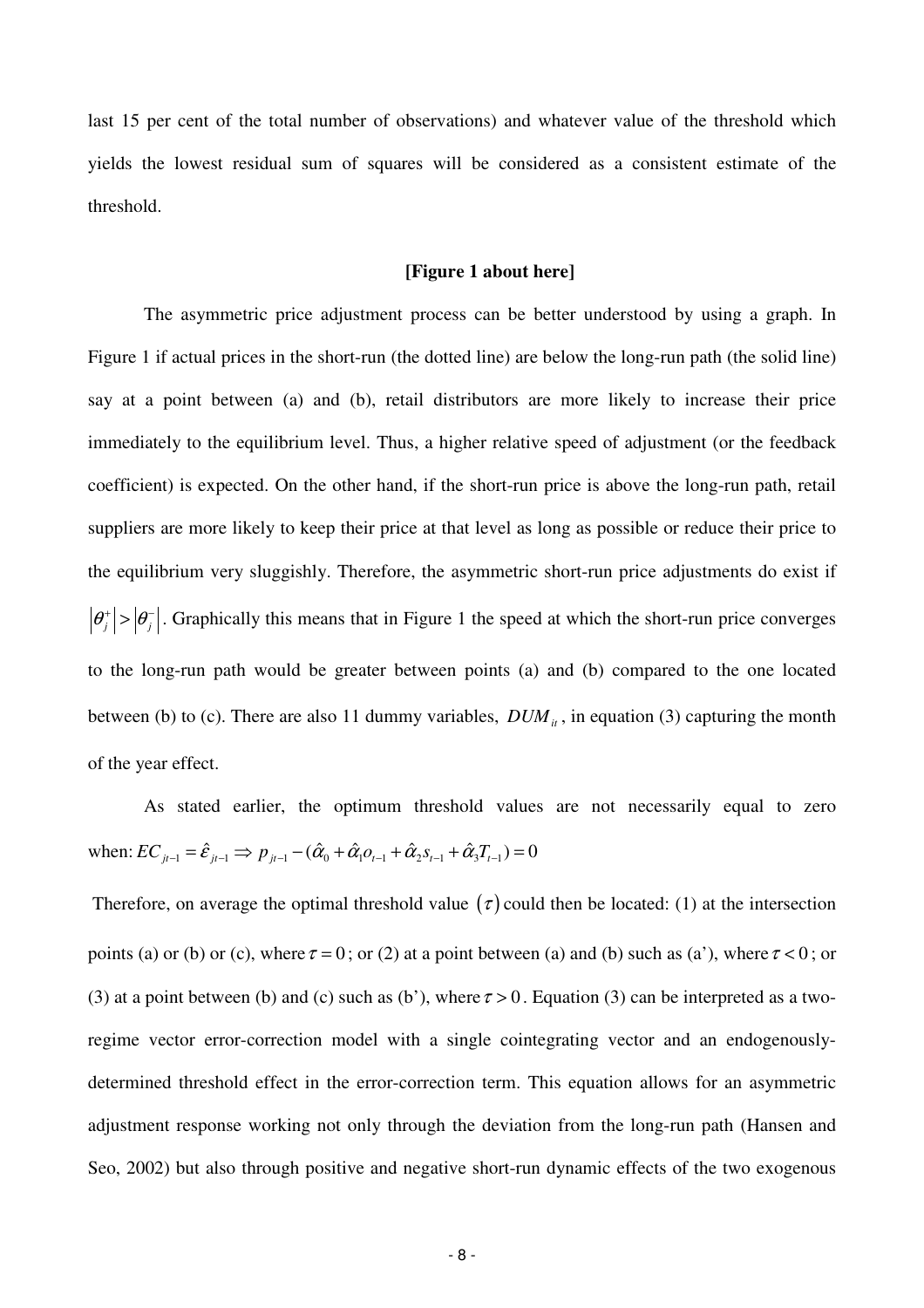last 15 per cent of the total number of observations) and whatever value of the threshold which yields the lowest residual sum of squares will be considered as a consistent estimate of the threshold.

**[Figure 1 about here]**

The asymmetric price adjustment process can be better understood by using a graph. In Figure 1 if actual prices in the short-run (the dotted line) are below the long-run path (the solid line) say at a point between (a) and (b), retail distributors are more likely to increase their price immediately to the equilibrium level. Thus, a higher relative speed of adjustment (or the feedback coefficient) is expected. On the other hand, if the short-run price is above the long-run path, retail suppliers are more likely to keep their price at that level as long as possible or reduce their price to the equilibrium very sluggishly. Therefore, the asymmetric short-run price adjustments do exist if $|\theta_j^+| > |\theta_j^-|$. Graphically this means that in Figure 1 the speed at which the short-run price converges to the long-run path would be greater between points (a) and (b) compared to the one located between (b) to (c). There are also 11 dummy variables, $DUM_{it}$, in equation (3) capturing the month of the year effect.

As stated earlier, the optimum threshold values are not necessarily equal to zero when: $EC_{jt-1} = \hat{\varepsilon}_{jt-1} \Rightarrow p_{jt-1} - (\hat{\alpha}_0 + \hat{\alpha}_1 o_{t-1} + \hat{\alpha}_2 s_{t-1} + \hat{\alpha}_3 T_{t-1}) = 0$

Therefore, on average the optimal threshold value $(\tau)$ could then be located: (1) at the intersection points (a) or (b) or (c), where $\tau = 0$; or (2) at a point between (a) and (b) such as (a'), where $\tau < 0$; or (3) at a point between (b) and (c) such as (b'), where $\tau > 0$. Equation (3) can be interpreted as a two-regime vector error-correction model with a single cointegrating vector and an endogenously-determined threshold effect in the error-correction term. This equation allows for an asymmetric adjustment response working not only through the deviation from the long-run path (Hansen and Seo, 2002) but also through positive and negative short-run dynamic effects of the two exogenous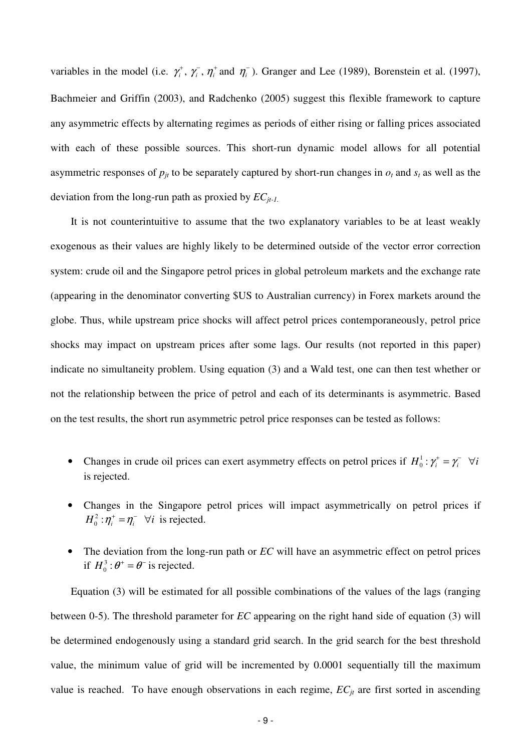variables in the model (i.e. $\gamma_i^+$, $\gamma_i^-$, $\eta_i^+$ and $\eta_i^-$). Granger and Lee (1989), Borenstein et al. (1997), Bachmeier and Griffin (2003), and Radchenko (2005) suggest this flexible framework to capture any asymmetric effects by alternating regimes as periods of either rising or falling prices associated with each of these possible sources. This short-run dynamic model allows for all potential asymmetric responses of $p_{jt}$ to be separately captured by short-run changes in $o_t$ and $s_t$ as well as the deviation from the long-run path as proxied by $EC_{jt-1}$.

It is not counterintuitive to assume that the two explanatory variables to be at least weakly exogenous as their values are highly likely to be determined outside of the vector error correction system: crude oil and the Singapore petrol prices in global petroleum markets and the exchange rate (appearing in the denominator converting $US to Australian currency) in Forex markets around the globe. Thus, while upstream price shocks will affect petrol prices contemporaneously, petrol price shocks may impact on upstream prices after some lags. Our results (not reported in this paper) indicate no simultaneity problem. Using equation (3) and a Wald test, one can then test whether or not the relationship between the price of petrol and each of its determinants is asymmetric. Based on the test results, the short run asymmetric petrol price responses can be tested as follows:

- Changes in crude oil prices can exert asymmetry effects on petrol prices if $H_0^1 : \gamma_i^+ = \gamma_i^- \quad \forall i$ is rejected.
- Changes in the Singapore petrol prices will impact asymmetrically on petrol prices if $H_0^2 : \eta_i^+ = \eta_i^- \quad \forall i$ is rejected.
- The deviation from the long-run path or *EC* will have an asymmetric effect on petrol prices if $H_0^3 : \theta^+ = \theta^-$ is rejected.

Equation (3) will be estimated for all possible combinations of the values of the lags (ranging between 0-5). The threshold parameter for *EC* appearing on the right hand side of equation (3) will be determined endogenously using a standard grid search. In the grid search for the best threshold value, the minimum value of grid will be incremented by 0.0001 sequentially till the maximum value is reached. To have enough observations in each regime, $EC_{jt}$ are first sorted in ascending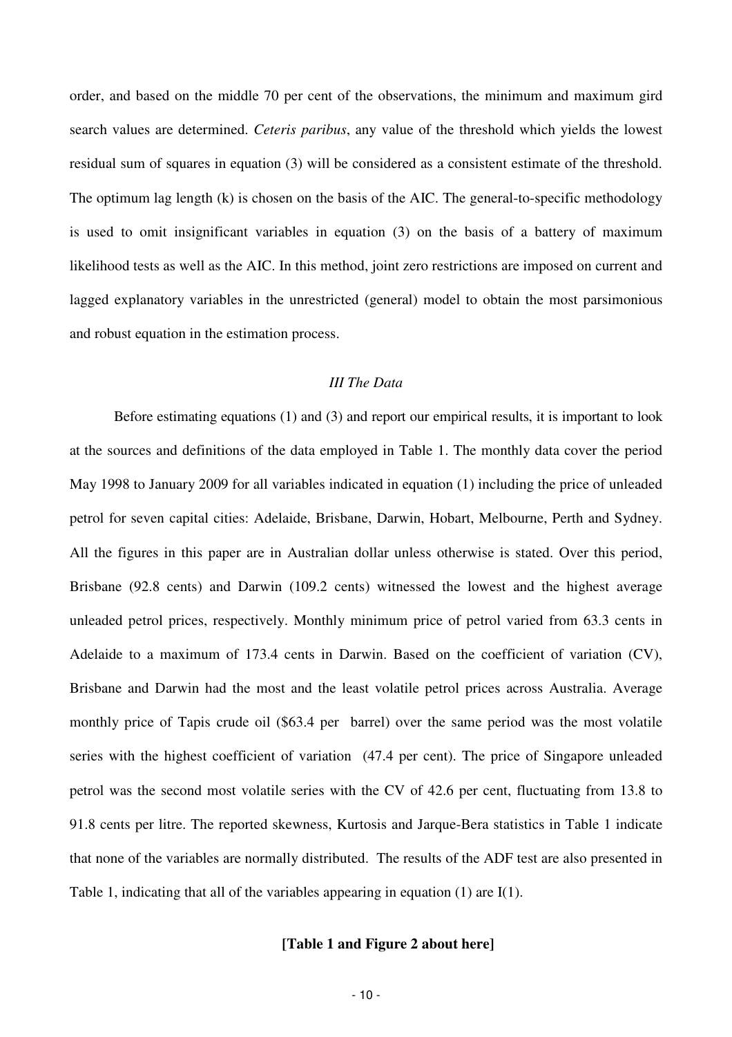order, and based on the middle 70 per cent of the observations, the minimum and maximum gird search values are determined. *Ceteris paribus*, any value of the threshold which yields the lowest residual sum of squares in equation (3) will be considered as a consistent estimate of the threshold. The optimum lag length (k) is chosen on the basis of the AIC. The general-to-specific methodology is used to omit insignificant variables in equation (3) on the basis of a battery of maximum likelihood tests as well as the AIC. In this method, joint zero restrictions are imposed on current and lagged explanatory variables in the unrestricted (general) model to obtain the most parsimonious and robust equation in the estimation process.

### *III The Data*

Before estimating equations (1) and (3) and report our empirical results, it is important to look at the sources and definitions of the data employed in Table 1. The monthly data cover the period May 1998 to January 2009 for all variables indicated in equation (1) including the price of unleaded petrol for seven capital cities: Adelaide, Brisbane, Darwin, Hobart, Melbourne, Perth and Sydney. All the figures in this paper are in Australian dollar unless otherwise is stated. Over this period, Brisbane (92.8 cents) and Darwin (109.2 cents) witnessed the lowest and the highest average unleaded petrol prices, respectively. Monthly minimum price of petrol varied from 63.3 cents in Adelaide to a maximum of 173.4 cents in Darwin. Based on the coefficient of variation (CV), Brisbane and Darwin had the most and the least volatile petrol prices across Australia. Average monthly price of Tapis crude oil ($63.4 per barrel) over the same period was the most volatile series with the highest coefficient of variation (47.4 per cent). The price of Singapore unleaded petrol was the second most volatile series with the CV of 42.6 per cent, fluctuating from 13.8 to 91.8 cents per litre. The reported skewness, Kurtosis and Jarque-Bera statistics in Table 1 indicate that none of the variables are normally distributed. The results of the ADF test are also presented in Table 1, indicating that all of the variables appearing in equation (1) are I(1).

**[Table 1 and Figure 2 about here]**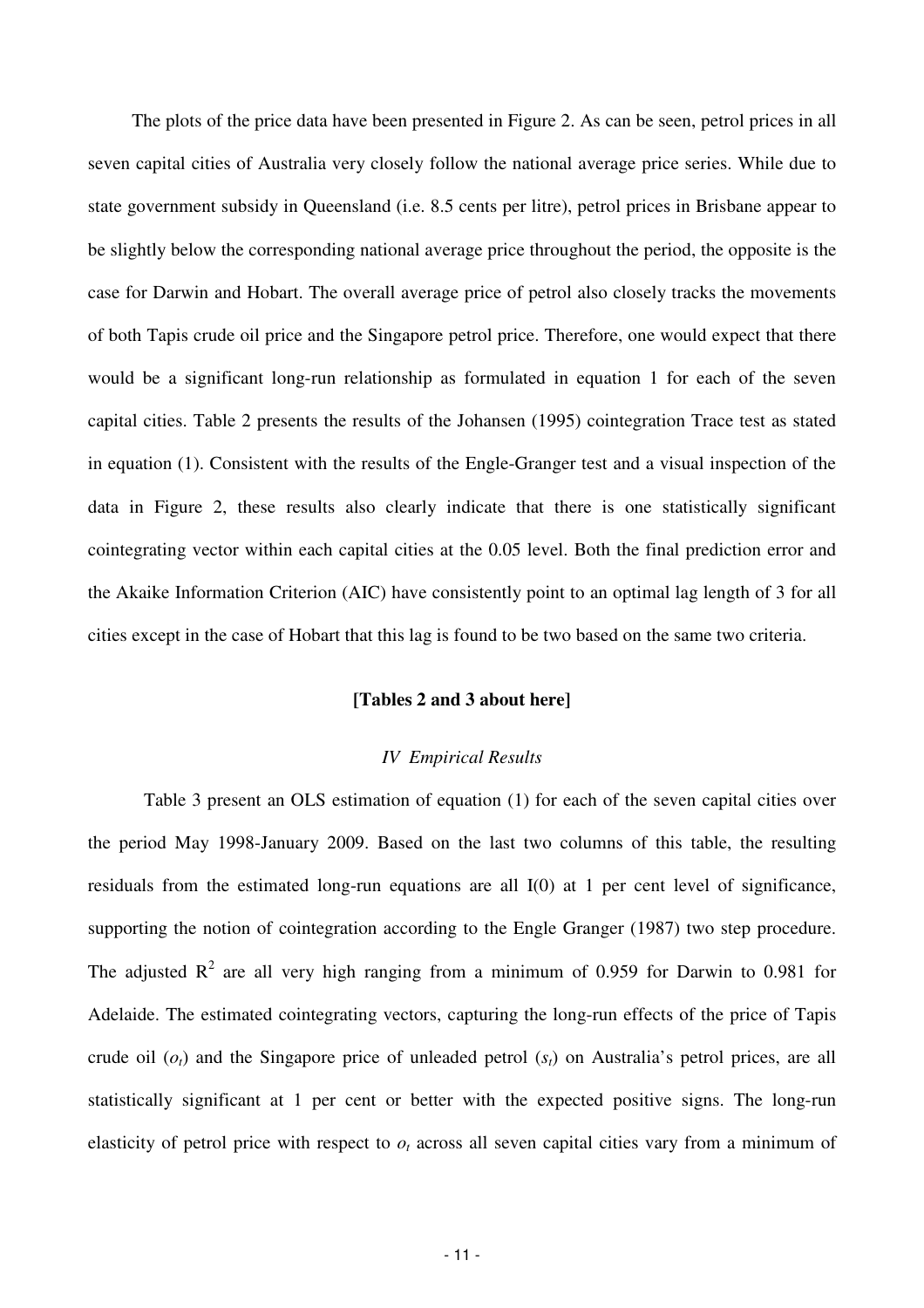The plots of the price data have been presented in Figure 2. As can be seen, petrol prices in all seven capital cities of Australia very closely follow the national average price series. While due to state government subsidy in Queensland (i.e. 8.5 cents per litre), petrol prices in Brisbane appear to be slightly below the corresponding national average price throughout the period, the opposite is the case for Darwin and Hobart. The overall average price of petrol also closely tracks the movements of both Tapis crude oil price and the Singapore petrol price. Therefore, one would expect that there would be a significant long-run relationship as formulated in equation 1 for each of the seven capital cities. Table 2 presents the results of the Johansen (1995) cointegration Trace test as stated in equation (1). Consistent with the results of the Engle-Granger test and a visual inspection of the data in Figure 2, these results also clearly indicate that there is one statistically significant cointegrating vector within each capital cities at the 0.05 level. Both the final prediction error and the Akaike Information Criterion (AIC) have consistently point to an optimal lag length of 3 for all cities except in the case of Hobart that this lag is found to be two based on the same two criteria.

**[Tables 2 and 3 about here]**

### *IV Empirical Results*

Table 3 present an OLS estimation of equation (1) for each of the seven capital cities over the period May 1998-January 2009. Based on the last two columns of this table, the resulting residuals from the estimated long-run equations are all I(0) at 1 per cent level of significance, supporting the notion of cointegration according to the Engle Granger (1987) two step procedure. The adjusted $R^2$ are all very high ranging from a minimum of 0.959 for Darwin to 0.981 for Adelaide. The estimated cointegrating vectors, capturing the long-run effects of the price of Tapis crude oil ($o_t$) and the Singapore price of unleaded petrol ($s_t$) on Australia's petrol prices, are all statistically significant at 1 per cent or better with the expected positive signs. The long-run elasticity of petrol price with respect to $o_t$ across all seven capital cities vary from a minimum of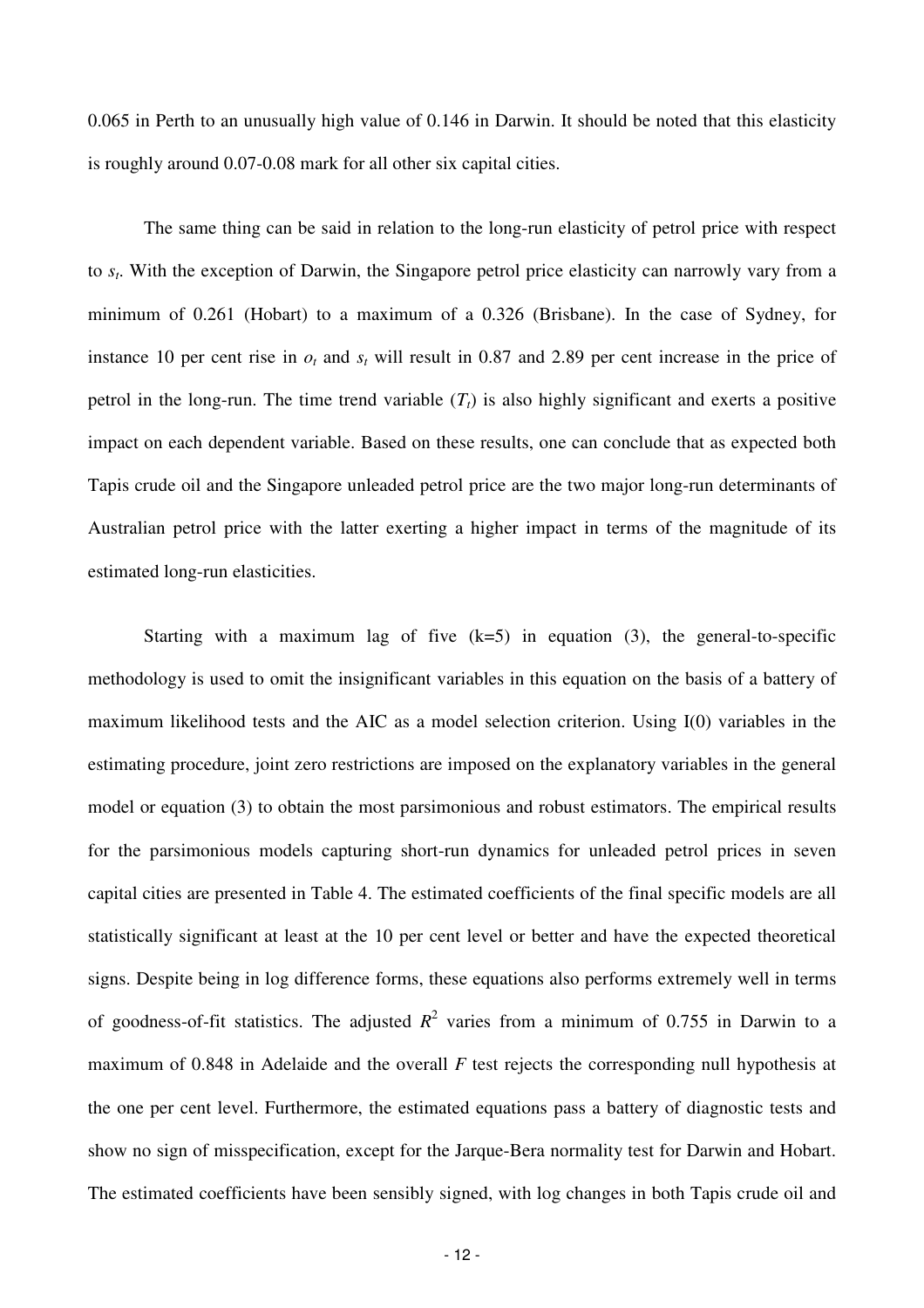0.065 in Perth to an unusually high value of 0.146 in Darwin. It should be noted that this elasticity is roughly around 0.07-0.08 mark for all other six capital cities.

The same thing can be said in relation to the long-run elasticity of petrol price with respect to $s_t$. With the exception of Darwin, the Singapore petrol price elasticity can narrowly vary from a minimum of 0.261 (Hobart) to a maximum of a 0.326 (Brisbane). In the case of Sydney, for instance 10 per cent rise in $o_t$ and $s_t$ will result in 0.87 and 2.89 per cent increase in the price of petrol in the long-run. The time trend variable ($T_t$) is also highly significant and exerts a positive impact on each dependent variable. Based on these results, one can conclude that as expected both Tapis crude oil and the Singapore unleaded petrol price are the two major long-run determinants of Australian petrol price with the latter exerting a higher impact in terms of the magnitude of its estimated long-run elasticities.

Starting with a maximum lag of five (k=5) in equation (3), the general-to-specific methodology is used to omit the insignificant variables in this equation on the basis of a battery of maximum likelihood tests and the AIC as a model selection criterion. Using I(0) variables in the estimating procedure, joint zero restrictions are imposed on the explanatory variables in the general model or equation (3) to obtain the most parsimonious and robust estimators. The empirical results for the parsimonious models capturing short-run dynamics for unleaded petrol prices in seven capital cities are presented in Table 4. The estimated coefficients of the final specific models are all statistically significant at least at the 10 per cent level or better and have the expected theoretical signs. Despite being in log difference forms, these equations also performs extremely well in terms of goodness-of-fit statistics. The adjusted $R^2$ varies from a minimum of 0.755 in Darwin to a maximum of 0.848 in Adelaide and the overall $F$ test rejects the corresponding null hypothesis at the one per cent level. Furthermore, the estimated equations pass a battery of diagnostic tests and show no sign of misspecification, except for the Jarque-Bera normality test for Darwin and Hobart. The estimated coefficients have been sensibly signed, with log changes in both Tapis crude oil and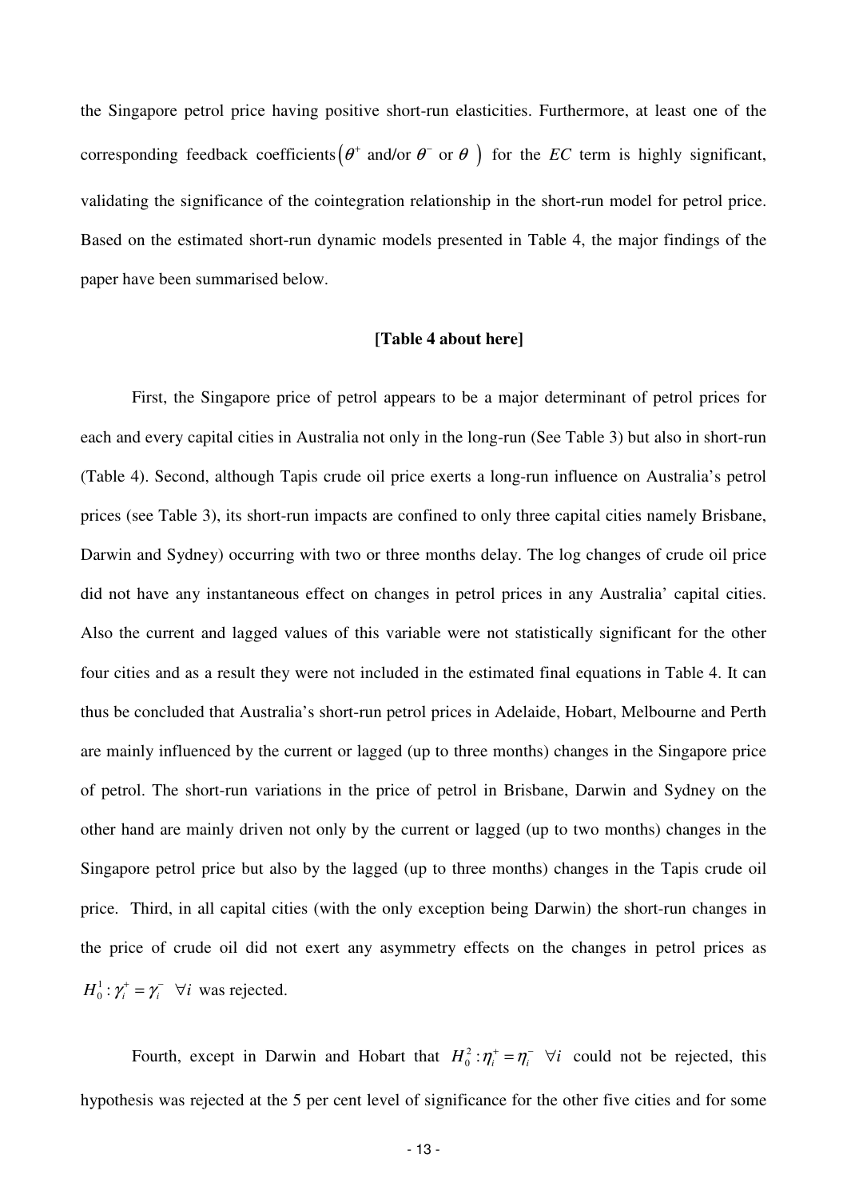the Singapore petrol price having positive short-run elasticities. Furthermore, at least one of the corresponding feedback coefficients $\left(\theta^{+} \text{ and/or } \theta^{-} \text{ or } \theta\ \right)$ for the *EC* term is highly significant, validating the significance of the cointegration relationship in the short-run model for petrol price. Based on the estimated short-run dynamic models presented in Table 4, the major findings of the paper have been summarised below.

**[Table 4 about here]**

First, the Singapore price of petrol appears to be a major determinant of petrol prices for each and every capital cities in Australia not only in the long-run (See Table 3) but also in short-run (Table 4). Second, although Tapis crude oil price exerts a long-run influence on Australia's petrol prices (see Table 3), its short-run impacts are confined to only three capital cities namely Brisbane, Darwin and Sydney) occurring with two or three months delay. The log changes of crude oil price did not have any instantaneous effect on changes in petrol prices in any Australia' capital cities. Also the current and lagged values of this variable were not statistically significant for the other four cities and as a result they were not included in the estimated final equations in Table 4. It can thus be concluded that Australia's short-run petrol prices in Adelaide, Hobart, Melbourne and Perth are mainly influenced by the current or lagged (up to three months) changes in the Singapore price of petrol. The short-run variations in the price of petrol in Brisbane, Darwin and Sydney on the other hand are mainly driven not only by the current or lagged (up to two months) changes in the Singapore petrol price but also by the lagged (up to three months) changes in the Tapis crude oil price. Third, in all capital cities (with the only exception being Darwin) the short-run changes in the price of crude oil did not exert any asymmetry effects on the changes in petrol prices as $H_0^1 : \gamma_i^+ = \gamma_i^- \;\; \forall i$ was rejected.

Fourth, except in Darwin and Hobart that $H_0^2 : \eta_i^+ = \eta_i^- \;\; \forall i$ could not be rejected, this hypothesis was rejected at the 5 per cent level of significance for the other five cities and for some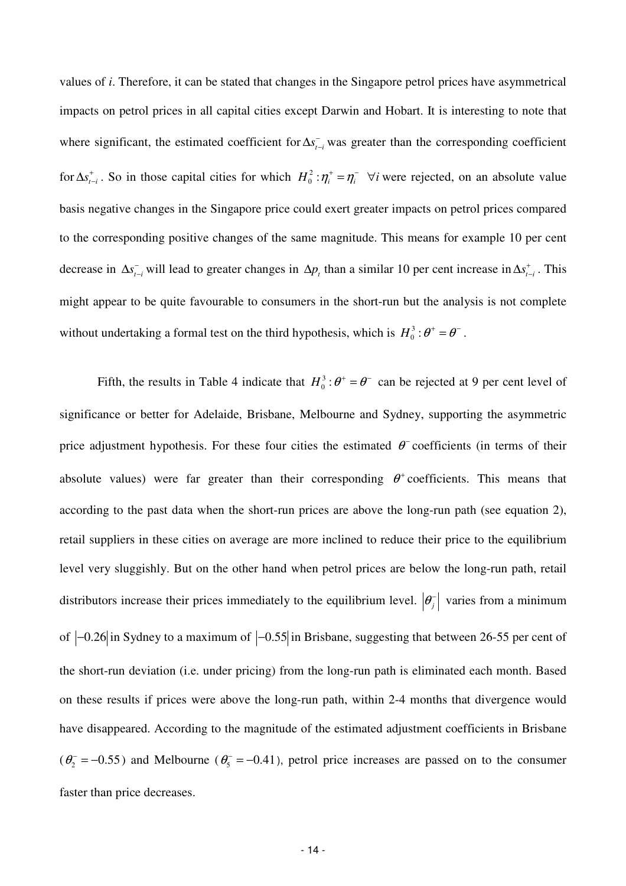values of *i*. Therefore, it can be stated that changes in the Singapore petrol prices have asymmetrical impacts on petrol prices in all capital cities except Darwin and Hobart. It is interesting to note that where significant, the estimated coefficient for $\Delta s_{t-i}^{-}$ was greater than the corresponding coefficient for $\Delta s_{t-i}^{+}$. So in those capital cities for which $H_0^2: \eta_i^+ = \eta_i^- \;\; \forall i$ were rejected, on an absolute value basis negative changes in the Singapore price could exert greater impacts on petrol prices compared to the corresponding positive changes of the same magnitude. This means for example 10 per cent decrease in $\Delta s_{t-i}^{-}$ will lead to greater changes in $\Delta p_t$ than a similar 10 per cent increase in $\Delta s_{t-i}^{+}$. This might appear to be quite favourable to consumers in the short-run but the analysis is not complete without undertaking a formal test on the third hypothesis, which is $H_0^3: \theta^+ = \theta^-$.

Fifth, the results in Table 4 indicate that $H_0^3: \theta^+ = \theta^-$ can be rejected at 9 per cent level of significance or better for Adelaide, Brisbane, Melbourne and Sydney, supporting the asymmetric price adjustment hypothesis. For these four cities the estimated $\theta^-$ coefficients (in terms of their absolute values) were far greater than their corresponding $\theta^+$ coefficients. This means that according to the past data when the short-run prices are above the long-run path (see equation 2), retail suppliers in these cities on average are more inclined to reduce their price to the equilibrium level very sluggishly. But on the other hand when petrol prices are below the long-run path, retail distributors increase their prices immediately to the equilibrium level. $\left|\theta_j^-\right|$ varies from a minimum of $\left|-0.26\right|$ in Sydney to a maximum of $\left|-0.55\right|$ in Brisbane, suggesting that between 26-55 per cent of the short-run deviation (i.e. under pricing) from the long-run path is eliminated each month. Based on these results if prices were above the long-run path, within 2-4 months that divergence would have disappeared. According to the magnitude of the estimated adjustment coefficients in Brisbane ($\theta_2^- = -0.55$) and Melbourne ($\theta_5^- = -0.41$), petrol price increases are passed on to the consumer faster than price decreases.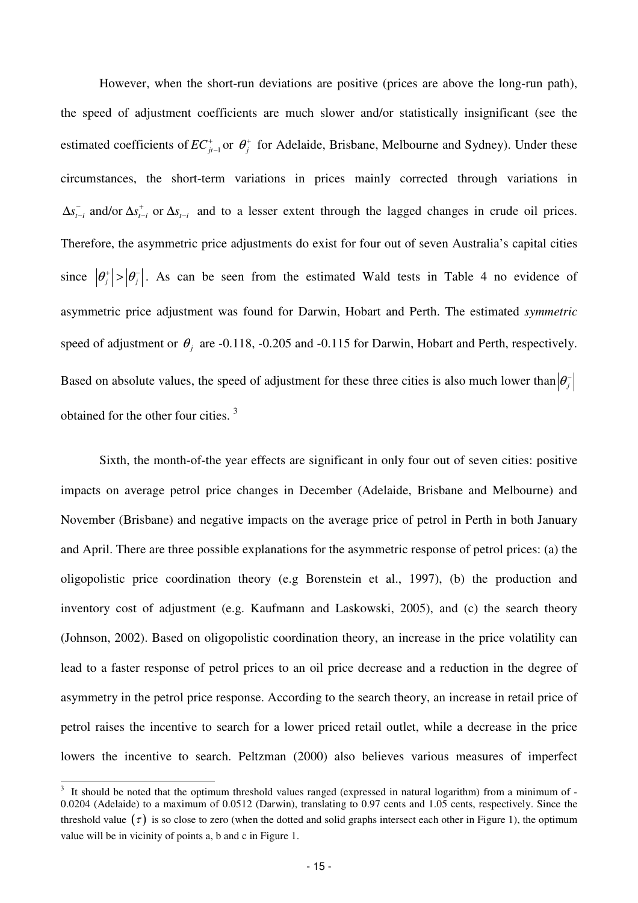However, when the short-run deviations are positive (prices are above the long-run path), the speed of adjustment coefficients are much slower and/or statistically insignificant (see the estimated coefficients of $EC^{+}_{jt-1}$ or $\theta^{+}_{j}$ for Adelaide, Brisbane, Melbourne and Sydney). Under these circumstances, the short-term variations in prices mainly corrected through variations in $\Delta s^{-}_{t-i}$ and/or $\Delta s^{+}_{t-i}$ or $\Delta s_{t-i}$ and to a lesser extent through the lagged changes in crude oil prices. Therefore, the asymmetric price adjustments do exist for four out of seven Australia's capital cities since $\left|\theta^{+}_{j}\right| > \left|\theta^{-}_{j}\right|$. As can be seen from the estimated Wald tests in Table 4 no evidence of asymmetric price adjustment was found for Darwin, Hobart and Perth. The estimated *symmetric* speed of adjustment or $\theta_j$ are -0.118, -0.205 and -0.115 for Darwin, Hobart and Perth, respectively. Based on absolute values, the speed of adjustment for these three cities is also much lower than $\left|\theta^{-}_{j}\right|$ obtained for the other four cities. [3]

Sixth, the month-of-the year effects are significant in only four out of seven cities: positive impacts on average petrol price changes in December (Adelaide, Brisbane and Melbourne) and November (Brisbane) and negative impacts on the average price of petrol in Perth in both January and April. There are three possible explanations for the asymmetric response of petrol prices: (a) the oligopolistic price coordination theory (e.g Borenstein et al., 1997), (b) the production and inventory cost of adjustment (e.g. Kaufmann and Laskowski, 2005), and (c) the search theory (Johnson, 2002). Based on oligopolistic coordination theory, an increase in the price volatility can lead to a faster response of petrol prices to an oil price decrease and a reduction in the degree of asymmetry in the petrol price response. According to the search theory, an increase in retail price of petrol raises the incentive to search for a lower priced retail outlet, while a decrease in the price lowers the incentive to search. Peltzman (2000) also believes various measures of imperfect

[3] It should be noted that the optimum threshold values ranged (expressed in natural logarithm) from a minimum of -0.0204 (Adelaide) to a maximum of 0.0512 (Darwin), translating to 0.97 cents and 1.05 cents, respectively. Since the threshold value $(\tau)$ is so close to zero (when the dotted and solid graphs intersect each other in Figure 1), the optimum value will be in vicinity of points a, b and c in Figure 1.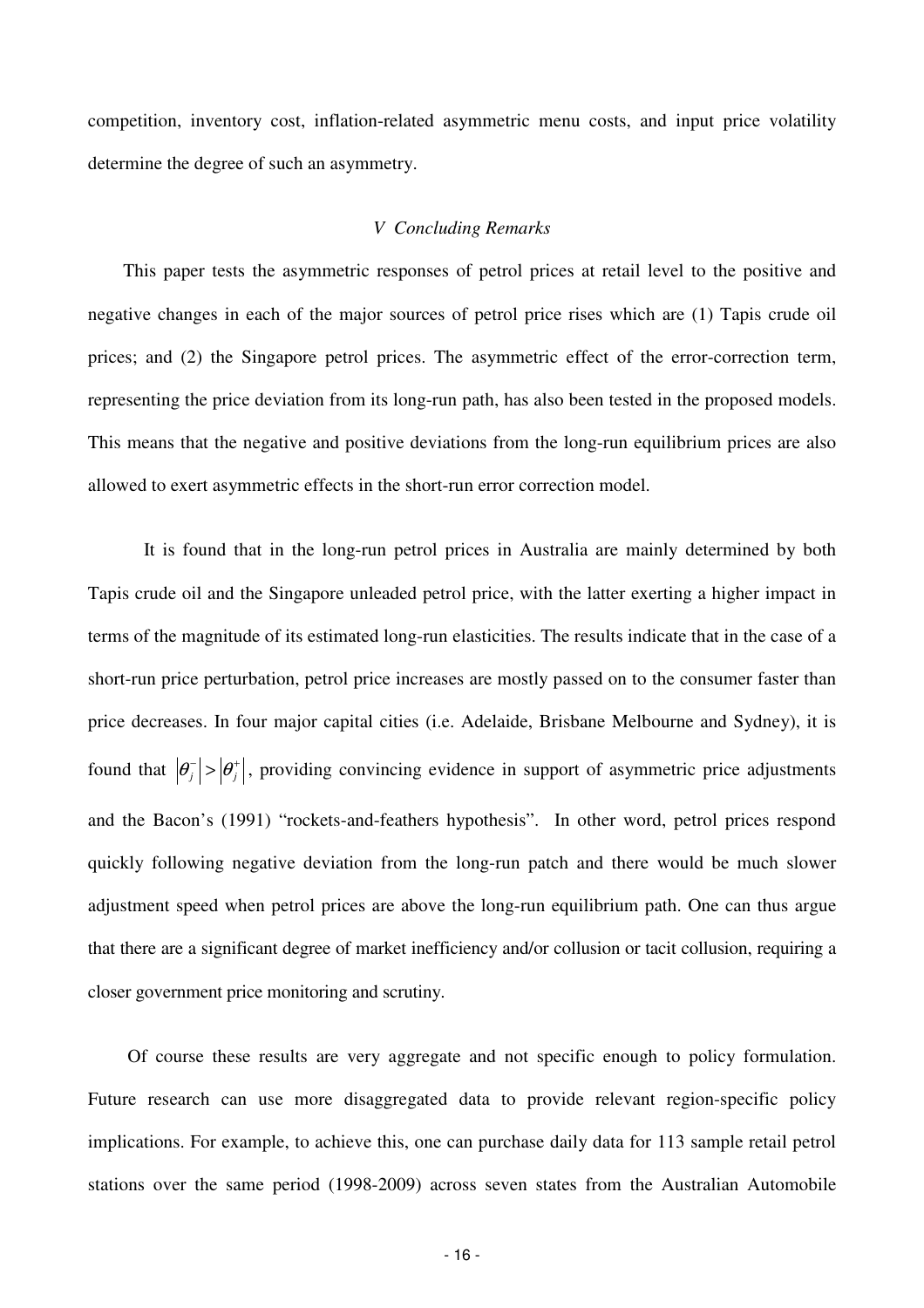competition, inventory cost, inflation-related asymmetric menu costs, and input price volatility determine the degree of such an asymmetry.

## *V Concluding Remarks*

This paper tests the asymmetric responses of petrol prices at retail level to the positive and negative changes in each of the major sources of petrol price rises which are (1) Tapis crude oil prices; and (2) the Singapore petrol prices. The asymmetric effect of the error-correction term, representing the price deviation from its long-run path, has also been tested in the proposed models. This means that the negative and positive deviations from the long-run equilibrium prices are also allowed to exert asymmetric effects in the short-run error correction model.

It is found that in the long-run petrol prices in Australia are mainly determined by both Tapis crude oil and the Singapore unleaded petrol price, with the latter exerting a higher impact in terms of the magnitude of its estimated long-run elasticities. The results indicate that in the case of a short-run price perturbation, petrol price increases are mostly passed on to the consumer faster than price decreases. In four major capital cities (i.e. Adelaide, Brisbane Melbourne and Sydney), it is found that $|\theta_j^-| > |\theta_j^+|$, providing convincing evidence in support of asymmetric price adjustments and the Bacon's (1991) "rockets-and-feathers hypothesis". In other word, petrol prices respond quickly following negative deviation from the long-run patch and there would be much slower adjustment speed when petrol prices are above the long-run equilibrium path. One can thus argue that there are a significant degree of market inefficiency and/or collusion or tacit collusion, requiring a closer government price monitoring and scrutiny.

Of course these results are very aggregate and not specific enough to policy formulation. Future research can use more disaggregated data to provide relevant region-specific policy implications. For example, to achieve this, one can purchase daily data for 113 sample retail petrol stations over the same period (1998-2009) across seven states from the Australian Automobile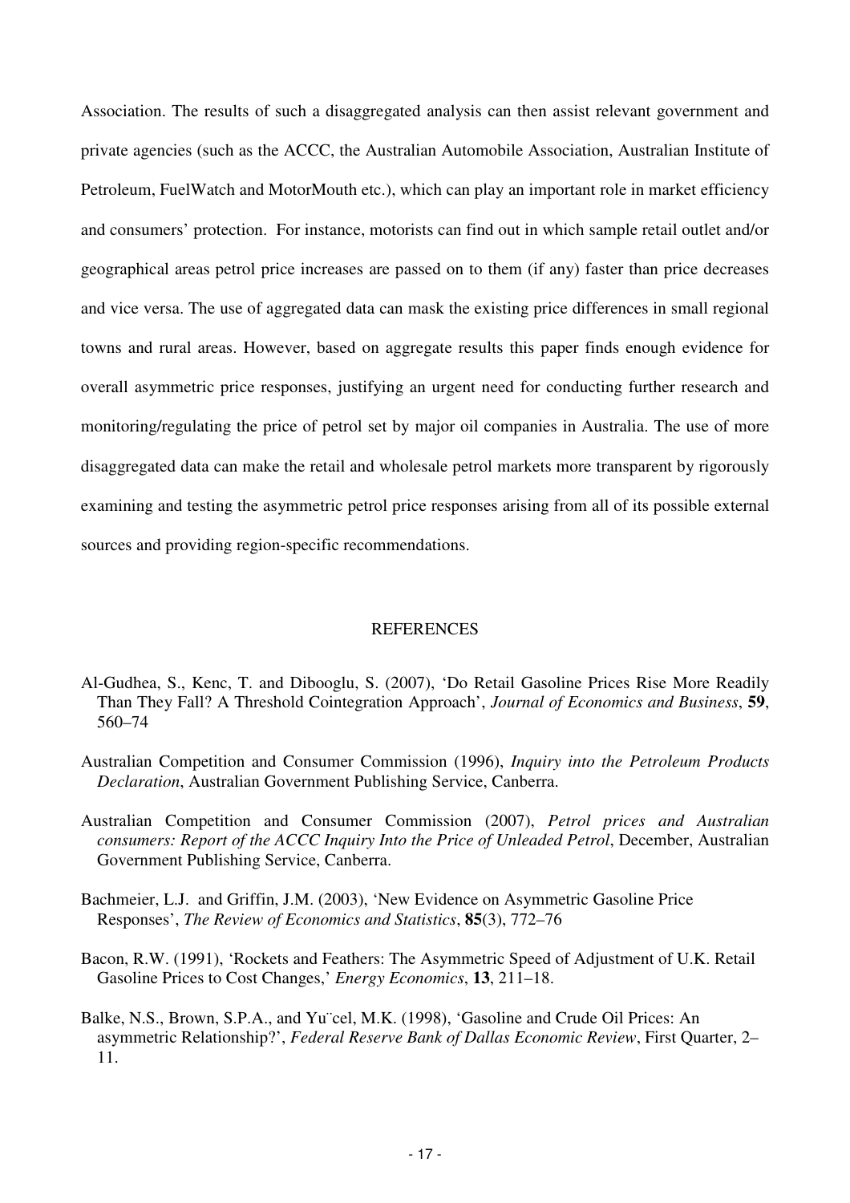Association. The results of such a disaggregated analysis can then assist relevant government and private agencies (such as the ACCC, the Australian Automobile Association, Australian Institute of Petroleum, FuelWatch and MotorMouth etc.), which can play an important role in market efficiency and consumers' protection. For instance, motorists can find out in which sample retail outlet and/or geographical areas petrol price increases are passed on to them (if any) faster than price decreases and vice versa. The use of aggregated data can mask the existing price differences in small regional towns and rural areas. However, based on aggregate results this paper finds enough evidence for overall asymmetric price responses, justifying an urgent need for conducting further research and monitoring/regulating the price of petrol set by major oil companies in Australia. The use of more disaggregated data can make the retail and wholesale petrol markets more transparent by rigorously examining and testing the asymmetric petrol price responses arising from all of its possible external sources and providing region-specific recommendations.

## REFERENCES

Al-Gudhea, S., Kenc, T. and Dibooglu, S. (2007), 'Do Retail Gasoline Prices Rise More Readily Than They Fall? A Threshold Cointegration Approach', *Journal of Economics and Business*, **59**, 560–74

Australian Competition and Consumer Commission (1996), *Inquiry into the Petroleum Products Declaration*, Australian Government Publishing Service, Canberra.

Australian Competition and Consumer Commission (2007), *Petrol prices and Australian consumers: Report of the ACCC Inquiry Into the Price of Unleaded Petrol*, December, Australian Government Publishing Service, Canberra.

Bachmeier, L.J. and Griffin, J.M. (2003), 'New Evidence on Asymmetric Gasoline Price Responses', *The Review of Economics and Statistics*, **85**(3), 772–76

Bacon, R.W. (1991), 'Rockets and Feathers: The Asymmetric Speed of Adjustment of U.K. Retail Gasoline Prices to Cost Changes,' *Energy Economics*, **13**, 211–18.

Balke, N.S., Brown, S.P.A., and Yu¨cel, M.K. (1998), 'Gasoline and Crude Oil Prices: An asymmetric Relationship?', *Federal Reserve Bank of Dallas Economic Review*, First Quarter, 2–11.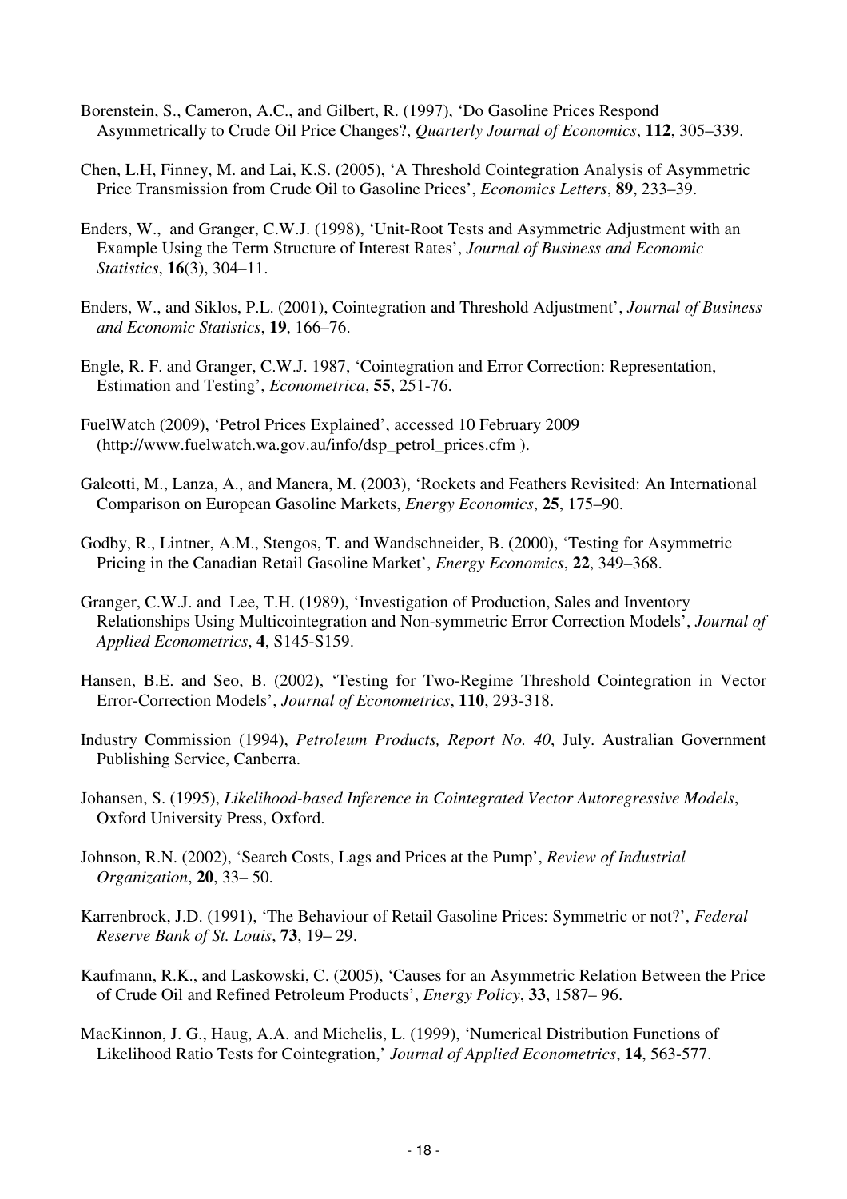Borenstein, S., Cameron, A.C., and Gilbert, R. (1997), 'Do Gasoline Prices Respond Asymmetrically to Crude Oil Price Changes?, *Quarterly Journal of Economics*, **112**, 305–339.

Chen, L.H, Finney, M. and Lai, K.S. (2005), 'A Threshold Cointegration Analysis of Asymmetric Price Transmission from Crude Oil to Gasoline Prices', *Economics Letters*, **89**, 233–39.

Enders, W., and Granger, C.W.J. (1998), 'Unit-Root Tests and Asymmetric Adjustment with an Example Using the Term Structure of Interest Rates', *Journal of Business and Economic Statistics*, **16**(3), 304–11.

Enders, W., and Siklos, P.L. (2001), Cointegration and Threshold Adjustment', *Journal of Business and Economic Statistics*, **19**, 166–76.

Engle, R. F. and Granger, C.W.J. 1987, 'Cointegration and Error Correction: Representation, Estimation and Testing', *Econometrica*, **55**, 251-76.

FuelWatch (2009), 'Petrol Prices Explained', accessed 10 February 2009 (http://www.fuelwatch.wa.gov.au/info/dsp_petrol_prices.cfm ).

Galeotti, M., Lanza, A., and Manera, M. (2003), 'Rockets and Feathers Revisited: An International Comparison on European Gasoline Markets, *Energy Economics*, **25**, 175–90.

Godby, R., Lintner, A.M., Stengos, T. and Wandschneider, B. (2000), 'Testing for Asymmetric Pricing in the Canadian Retail Gasoline Market', *Energy Economics*, **22**, 349–368.

Granger, C.W.J. and Lee, T.H. (1989), 'Investigation of Production, Sales and Inventory Relationships Using Multicointegration and Non-symmetric Error Correction Models', *Journal of Applied Econometrics*, **4**, S145-S159.

Hansen, B.E. and Seo, B. (2002), 'Testing for Two-Regime Threshold Cointegration in Vector Error-Correction Models', *Journal of Econometrics*, **110**, 293-318.

Industry Commission (1994), *Petroleum Products, Report No. 40*, July. Australian Government Publishing Service, Canberra.

Johansen, S. (1995), *Likelihood-based Inference in Cointegrated Vector Autoregressive Models*, Oxford University Press, Oxford.

Johnson, R.N. (2002), 'Search Costs, Lags and Prices at the Pump', *Review of Industrial Organization*, **20**, 33– 50.

Karrenbrock, J.D. (1991), 'The Behaviour of Retail Gasoline Prices: Symmetric or not?', *Federal Reserve Bank of St. Louis*, **73**, 19– 29.

Kaufmann, R.K., and Laskowski, C. (2005), 'Causes for an Asymmetric Relation Between the Price of Crude Oil and Refined Petroleum Products', *Energy Policy*, **33**, 1587– 96.

MacKinnon, J. G., Haug, A.A. and Michelis, L. (1999), 'Numerical Distribution Functions of Likelihood Ratio Tests for Cointegration,' *Journal of Applied Econometrics*, **14**, 563-577.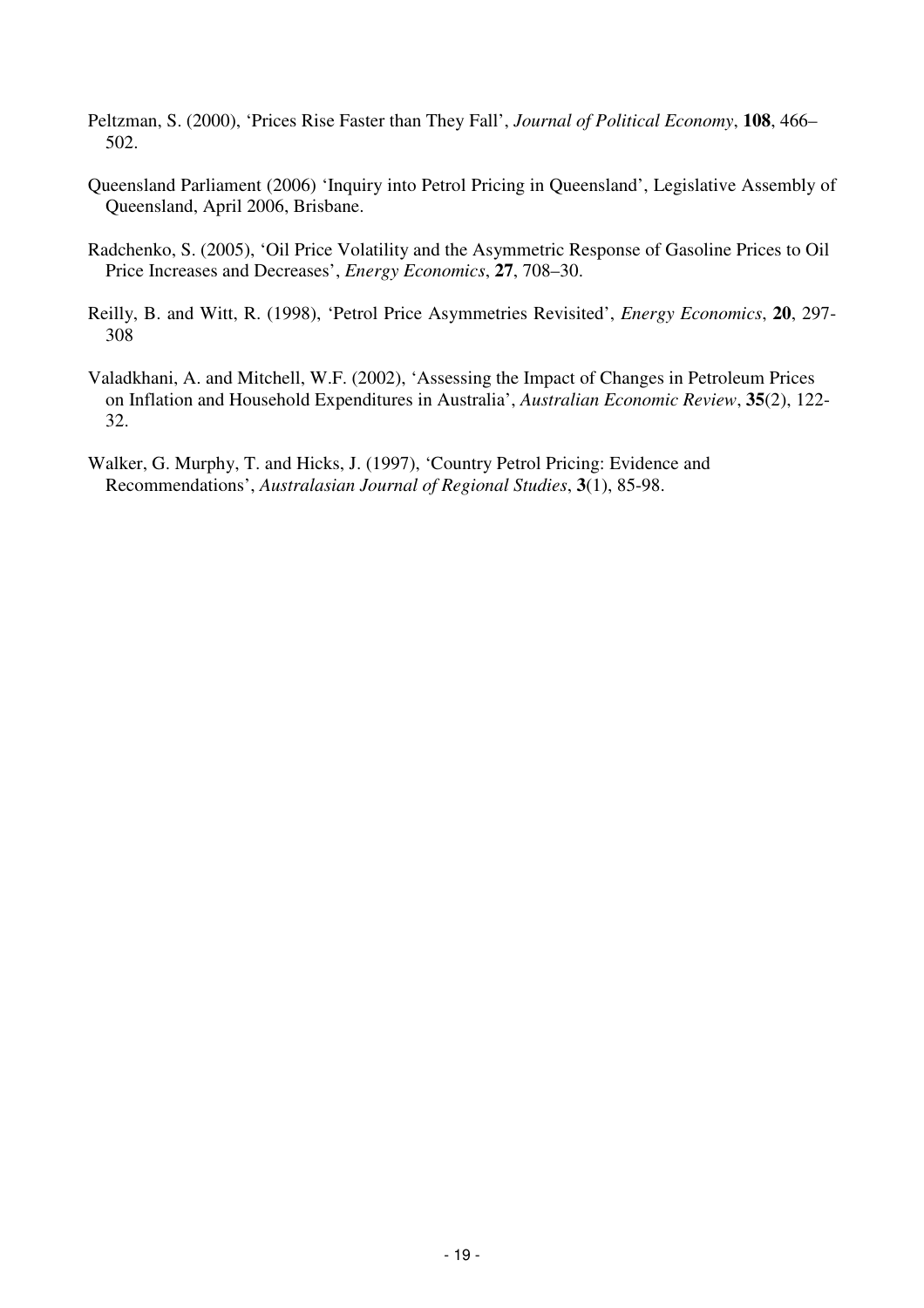Peltzman, S. (2000), 'Prices Rise Faster than They Fall', *Journal of Political Economy*, **108**, 466–502.

Queensland Parliament (2006) 'Inquiry into Petrol Pricing in Queensland', Legislative Assembly of Queensland, April 2006, Brisbane.

Radchenko, S. (2005), 'Oil Price Volatility and the Asymmetric Response of Gasoline Prices to Oil Price Increases and Decreases', *Energy Economics*, **27**, 708–30.

Reilly, B. and Witt, R. (1998), 'Petrol Price Asymmetries Revisited', *Energy Economics*, **20**, 297-308

Valadkhani, A. and Mitchell, W.F. (2002), 'Assessing the Impact of Changes in Petroleum Prices on Inflation and Household Expenditures in Australia', *Australian Economic Review*, **35**(2), 122-32.

Walker, G. Murphy, T. and Hicks, J. (1997), 'Country Petrol Pricing: Evidence and Recommendations', *Australasian Journal of Regional Studies*, **3**(1), 85-98.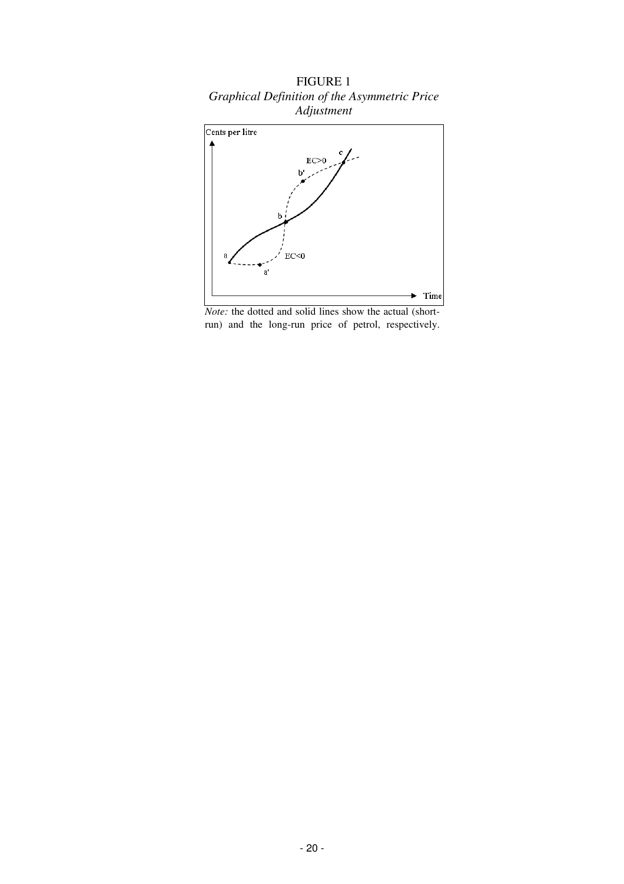FIGURE 1

*Graphical Definition of the Asymmetric Price Adjustment*

*Note:* the dotted and solid lines show the actual (short-run) and the long-run price of petrol, respectively.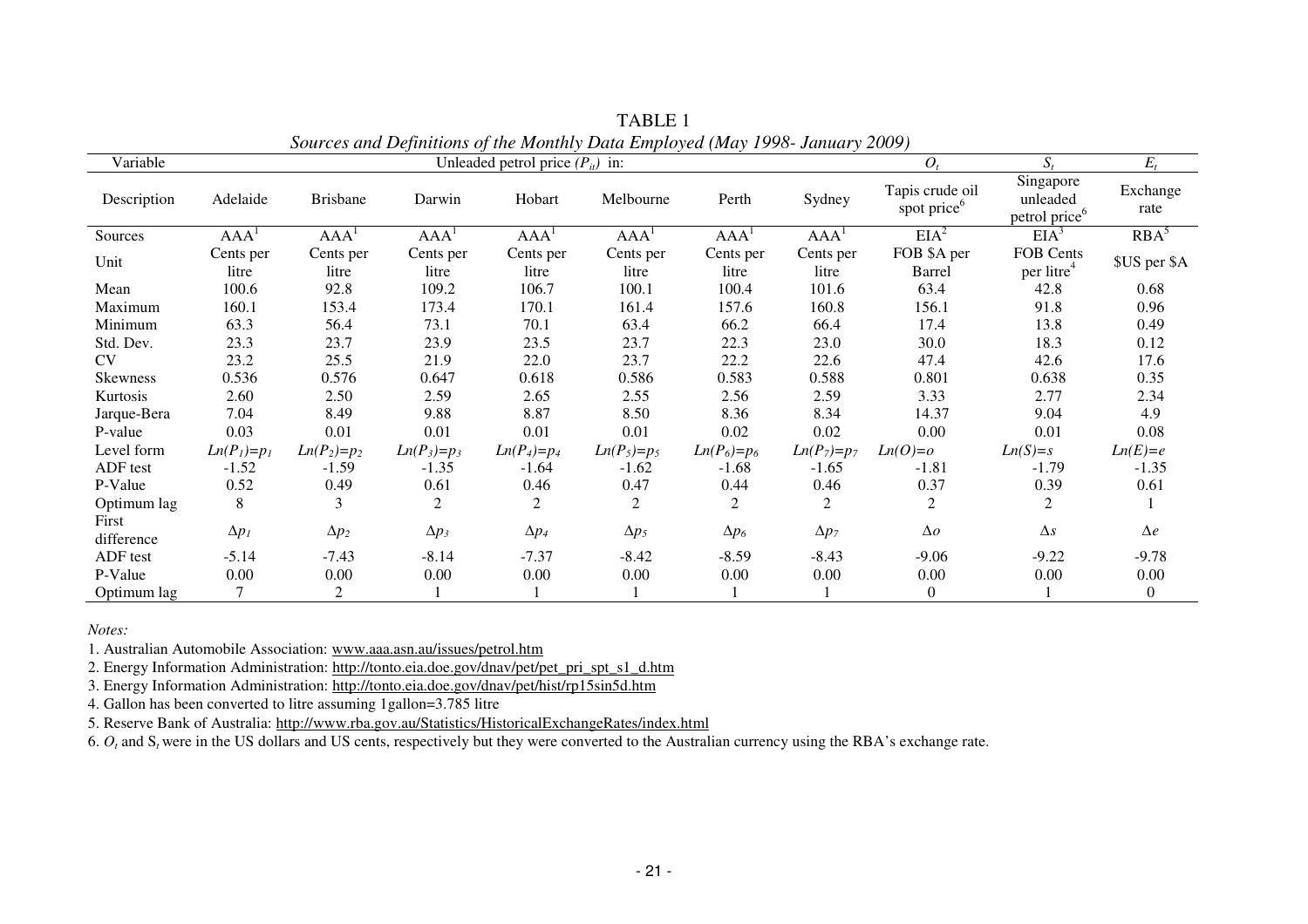TABLE 1

*Sources and Definitions of the Monthly Data Employed (May 1998- January 2009)*

| Variable | Unleaded petrol price ($P_{it}$) in: | | | | | | | $O_t$ | $S_t$ | $E_t$ |
|---|---|---|---|---|---|---|---|---|---|---|
| Description | Adelaide | Brisbane | Darwin | Hobart | Melbourne | Perth | Sydney | Tapis crude oil spot price[6] | Singapore unleaded petrol price[6] | Exchange rate |
| Sources | AAA[1] | AAA[1] | AAA[1] | AAA[1] | AAA[1] | AAA[1] | AAA[1] | EIA[2] | EIA[3] | RBA[5] |
| Unit | Cents per litre | Cents per litre | Cents per litre | Cents per litre | Cents per litre | Cents per litre | Cents per litre | FOB $A per Barrel | FOB Cents per litre[4] | $US per $A |
| Mean | 100.6 | 92.8 | 109.2 | 106.7 | 100.1 | 100.4 | 101.6 | 63.4 | 42.8 | 0.68 |
| Maximum | 160.1 | 153.4 | 173.4 | 170.1 | 161.4 | 157.6 | 160.8 | 156.1 | 91.8 | 0.96 |
| Minimum | 63.3 | 56.4 | 73.1 | 70.1 | 63.4 | 66.2 | 66.4 | 17.4 | 13.8 | 0.49 |
| Std. Dev. | 23.3 | 23.7 | 23.9 | 23.5 | 23.7 | 22.3 | 23.0 | 30.0 | 18.3 | 0.12 |
| CV | 23.2 | 25.5 | 21.9 | 22.0 | 23.7 | 22.2 | 22.6 | 47.4 | 42.6 | 17.6 |
| Skewness | 0.536 | 0.576 | 0.647 | 0.618 | 0.586 | 0.583 | 0.588 | 0.801 | 0.638 | 0.35 |
| Kurtosis | 2.60 | 2.50 | 2.59 | 2.65 | 2.55 | 2.56 | 2.59 | 3.33 | 2.77 | 2.34 |
| Jarque-Bera | 7.04 | 8.49 | 9.88 | 8.87 | 8.50 | 8.36 | 8.34 | 14.37 | 9.04 | 4.9 |
| P-value | 0.03 | 0.01 | 0.01 | 0.01 | 0.01 | 0.02 | 0.02 | 0.00 | 0.01 | 0.08 |
| Level form | $Ln(P_1)=p_1$ | $Ln(P_2)=p_2$ | $Ln(P_3)=p_3$ | $Ln(P_4)=p_4$ | $Ln(P_5)=p_5$ | $Ln(P_6)=p_6$ | $Ln(P_7)=p_7$ | $Ln(O)=o$ | $Ln(S)=s$ | $Ln(E)=e$ |
| ADF test | -1.52 | -1.59 | -1.35 | -1.64 | -1.62 | -1.68 | -1.65 | -1.81 | -1.79 | -1.35 |
| P-Value | 0.52 | 0.49 | 0.61 | 0.46 | 0.47 | 0.44 | 0.46 | 0.37 | 0.39 | 0.61 |
| Optimum lag | 8 | 3 | 2 | 2 | 2 | 2 | 2 | 2 | 2 | 1 |
| First difference | $\Delta p_1$ | $\Delta p_2$ | $\Delta p_3$ | $\Delta p_4$ | $\Delta p_5$ | $\Delta p_6$ | $\Delta p_7$ | $\Delta o$ | $\Delta s$ | $\Delta e$ |
| ADF test | -5.14 | -7.43 | -8.14 | -7.37 | -8.42 | -8.59 | -8.43 | -9.06 | -9.22 | -9.78 |
| P-Value | 0.00 | 0.00 | 0.00 | 0.00 | 0.00 | 0.00 | 0.00 | 0.00 | 0.00 | 0.00 |
| Optimum lag | 7 | 2 | 1 | 1 | 1 | 1 | 1 | 0 | 1 | 0 |

*Notes:*

1. Australian Automobile Association: www.aaa.asn.au/issues/petrol.htm
2. Energy Information Administration: http://tonto.eia.doe.gov/dnav/pet/pet_pri_spt_s1_d.htm
3. Energy Information Administration: http://tonto.eia.doe.gov/dnav/pet/hist/rp15sin5d.htm
4. Gallon has been converted to litre assuming 1gallon=3.785 litre
5. Reserve Bank of Australia: http://www.rba.gov.au/Statistics/HistoricalExchangeRates/index.html
6. $O_t$ and $S_t$ were in the US dollars and US cents, respectively but they were converted to the Australian currency using the RBA's exchange rate.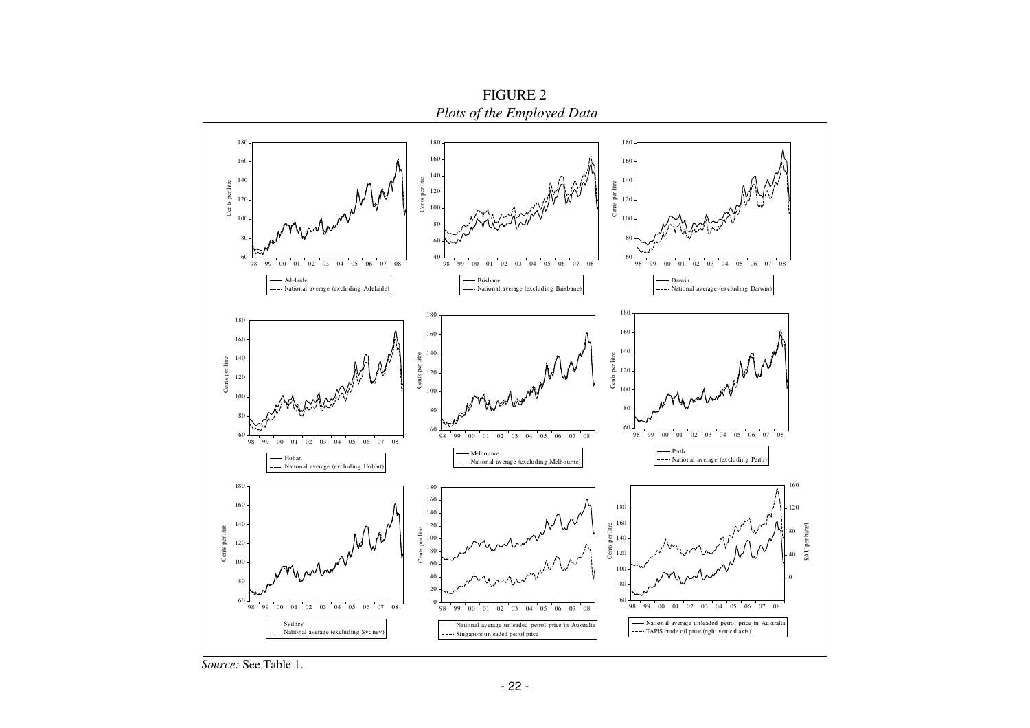FIGURE 2

*Plots of the Employed Data*

*Source:* See Table 1.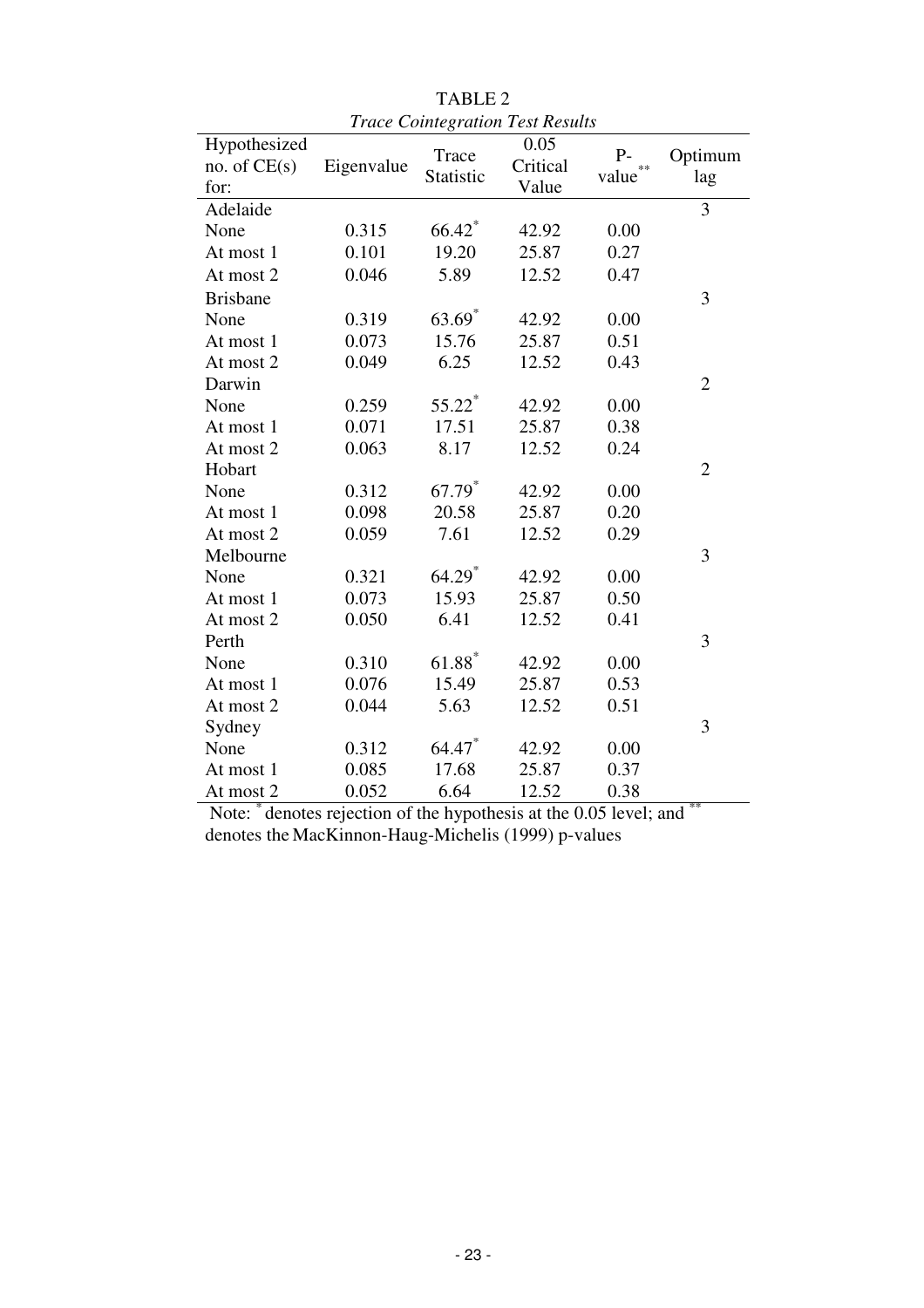TABLE 2

*Trace Cointegration Test Results*

| Hypothesized no. of CE(s) for: | Eigenvalue | Trace Statistic | 0.05 Critical Value | P-value** | Optimum lag |
|---|---|---|---|---|---|
| Adelaide | | | | | 3 |
| None | 0.315 | 66.42* | 42.92 | 0.00 | |
| At most 1 | 0.101 | 19.20 | 25.87 | 0.27 | |
| At most 2 | 0.046 | 5.89 | 12.52 | 0.47 | |
| Brisbane | | | | | 3 |
| None | 0.319 | 63.69* | 42.92 | 0.00 | |
| At most 1 | 0.073 | 15.76 | 25.87 | 0.51 | |
| At most 2 | 0.049 | 6.25 | 12.52 | 0.43 | |
| Darwin | | | | | 2 |
| None | 0.259 | 55.22* | 42.92 | 0.00 | |
| At most 1 | 0.071 | 17.51 | 25.87 | 0.38 | |
| At most 2 | 0.063 | 8.17 | 12.52 | 0.24 | |
| Hobart | | | | | 2 |
| None | 0.312 | 67.79* | 42.92 | 0.00 | |
| At most 1 | 0.098 | 20.58 | 25.87 | 0.20 | |
| At most 2 | 0.059 | 7.61 | 12.52 | 0.29 | |
| Melbourne | | | | | 3 |
| None | 0.321 | 64.29* | 42.92 | 0.00 | |
| At most 1 | 0.073 | 15.93 | 25.87 | 0.50 | |
| At most 2 | 0.050 | 6.41 | 12.52 | 0.41 | |
| Perth | | | | | 3 |
| None | 0.310 | 61.88* | 42.92 | 0.00 | |
| At most 1 | 0.076 | 15.49 | 25.87 | 0.53 | |
| At most 2 | 0.044 | 5.63 | 12.52 | 0.51 | |
| Sydney | | | | | 3 |
| None | 0.312 | 64.47* | 42.92 | 0.00 | |
| At most 1 | 0.085 | 17.68 | 25.87 | 0.37 | |
| At most 2 | 0.052 | 6.64 | 12.52 | 0.38 | |

Note: * denotes rejection of the hypothesis at the 0.05 level; and ** denotes the MacKinnon-Haug-Michelis (1999) p-values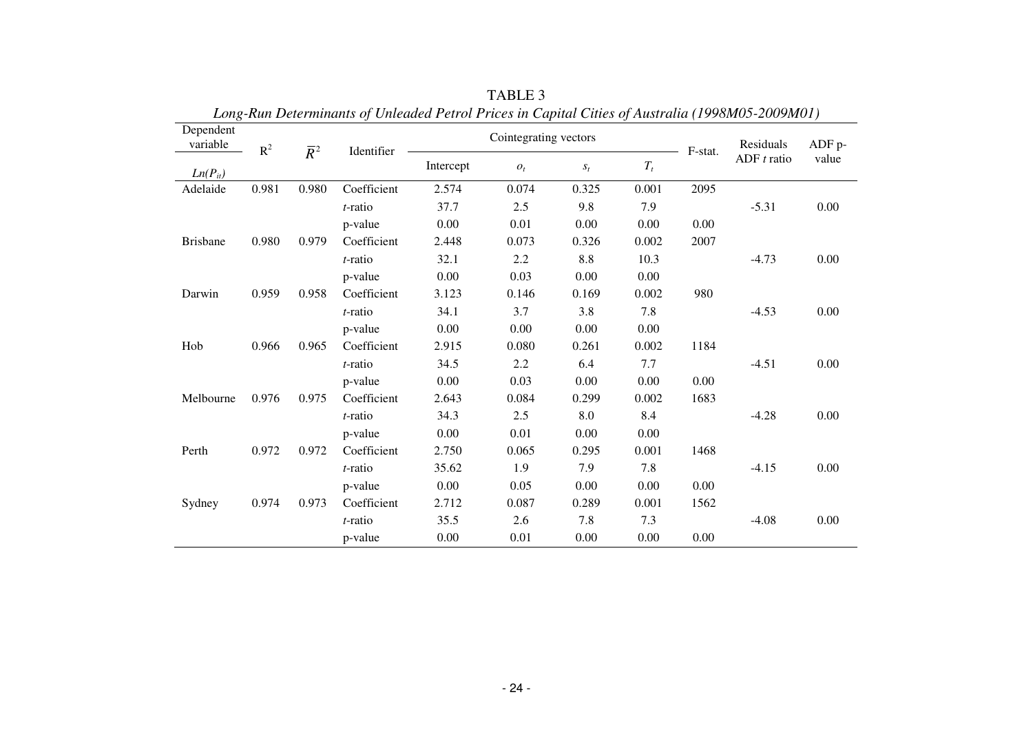TABLE 3

*Long-Run Determinants of Unleaded Petrol Prices in Capital Cities of Australia (1998M05-2009M01)*

| Dependent variable $Ln(P_{it})$ | $R^2$ | $\overline{R}^2$ | Identifier | Cointegrating vectors | | | | F-stat. | Residuals ADF *t* ratio | ADF p-value |
|---|---|---|---|---|---|---|---|---|---|---|
| | | | | Intercept | $o_t$ | $s_t$ | $T_t$ | | | |
| Adelaide | 0.981 | 0.980 | Coefficient | 2.574 | 0.074 | 0.325 | 0.001 | 2095 | | |
| | | | *t*-ratio | 37.7 | 2.5 | 9.8 | 7.9 | | -5.31 | 0.00 |
| | | | p-value | 0.00 | 0.01 | 0.00 | 0.00 | 0.00 | | |
| Brisbane | 0.980 | 0.979 | Coefficient | 2.448 | 0.073 | 0.326 | 0.002 | 2007 | | |
| | | | *t*-ratio | 32.1 | 2.2 | 8.8 | 10.3 | | -4.73 | 0.00 |
| | | | p-value | 0.00 | 0.03 | 0.00 | 0.00 | | | |
| Darwin | 0.959 | 0.958 | Coefficient | 3.123 | 0.146 | 0.169 | 0.002 | 980 | | |
| | | | *t*-ratio | 34.1 | 3.7 | 3.8 | 7.8 | | -4.53 | 0.00 |
| | | | p-value | 0.00 | 0.00 | 0.00 | 0.00 | | | |
| Hob | 0.966 | 0.965 | Coefficient | 2.915 | 0.080 | 0.261 | 0.002 | 1184 | | |
| | | | *t*-ratio | 34.5 | 2.2 | 6.4 | 7.7 | | -4.51 | 0.00 |
| | | | p-value | 0.00 | 0.03 | 0.00 | 0.00 | 0.00 | | |
| Melbourne | 0.976 | 0.975 | Coefficient | 2.643 | 0.084 | 0.299 | 0.002 | 1683 | | |
| | | | *t*-ratio | 34.3 | 2.5 | 8.0 | 8.4 | | -4.28 | 0.00 |
| | | | p-value | 0.00 | 0.01 | 0.00 | 0.00 | | | |
| Perth | 0.972 | 0.972 | Coefficient | 2.750 | 0.065 | 0.295 | 0.001 | 1468 | | |
| | | | *t*-ratio | 35.62 | 1.9 | 7.9 | 7.8 | | -4.15 | 0.00 |
| | | | p-value | 0.00 | 0.05 | 0.00 | 0.00 | 0.00 | | |
| Sydney | 0.974 | 0.973 | Coefficient | 2.712 | 0.087 | 0.289 | 0.001 | 1562 | | |
| | | | *t*-ratio | 35.5 | 2.6 | 7.8 | 7.3 | | -4.08 | 0.00 |
| | | | p-value | 0.00 | 0.01 | 0.00 | 0.00 | 0.00 | | |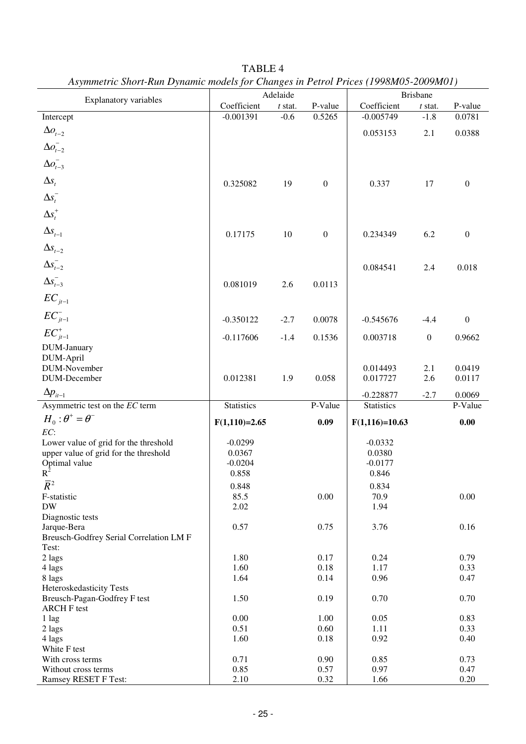TABLE 4

*Asymmetric Short-Run Dynamic models for Changes in Petrol Prices (1998M05-2009M01)*

| Explanatory variables | Adelaide | | | Brisbane | | |
|---|---|---|---|---|---|---|
| | Coefficient | *t* stat. | P-value | Coefficient | *t* stat. | P-value |
| Intercept | -0.001391 | -0.6 | 0.5265 | -0.005749 | -1.8 | 0.0781 |
| $\Delta o_{t-2}$ | | | | 0.053153 | 2.1 | 0.0388 |
| $\Delta o^{-}_{t-2}$ | | | | | | |
| $\Delta o^{-}_{t-3}$ | | | | | | |
| $\Delta s_{t}$ | 0.325082 | 19 | 0 | 0.337 | 17 | 0 |
| $\Delta s^{-}_{t}$ | | | | | | |
| $\Delta s^{+}_{t}$ | | | | | | |
| $\Delta s_{t-1}$ | 0.17175 | 10 | 0 | 0.234349 | 6.2 | 0 |
| $\Delta s_{t-2}$ | | | | | | |
| $\Delta s^{-}_{t-2}$ | | | | 0.084541 | 2.4 | 0.018 |
| $\Delta s^{-}_{t-3}$ | 0.081019 | 2.6 | 0.0113 | | | |
| $EC_{jt-1}$ | | | | | | |
| $EC^{-}_{jt-1}$ | -0.350122 | -2.7 | 0.0078 | -0.545676 | -4.4 | 0 |
| $EC^{+}_{jt-1}$ | -0.117606 | -1.4 | 0.1536 | 0.003718 | 0 | 0.9662 |
| DUM-January | | | | | | |
| DUM-April | | | | | | |
| DUM-November | | | | 0.014493 | 2.1 | 0.0419 |
| DUM-December | 0.012381 | 1.9 | 0.058 | 0.017727 | 2.6 | 0.0117 |
| $\Delta p_{it-1}$ | | | | -0.228877 | -2.7 | 0.0069 |
| Asymmetric test on the *EC* term | Statistics | | P-Value | Statistics | | P-Value |
| $H_0 : \theta^{+} = \theta^{-}$ | **F(1,110)=2.65** | | **0.09** | **F(1,116)=10.63** | | **0.00** |
| *EC*: | | | | | | |
| Lower value of grid for the threshold | -0.0299 | | | -0.0332 | | |
| upper value of grid for the threshold | 0.0367 | | | 0.0380 | | |
| Optimal value | -0.0204 | | | -0.0177 | | |
| $R^2$ | 0.858 | | | 0.846 | | |
| $\bar{R}^2$ | 0.848 | | | 0.834 | | |
| F-statistic | 85.5 | | 0.00 | 70.9 | | 0.00 |
| DW | 2.02 | | | 1.94 | | |
| Diagnostic tests | | | | | | |
| Jarque-Bera | 0.57 | | 0.75 | 3.76 | | 0.16 |
| Breusch-Godfrey Serial Correlation LM F Test: | | | | | | |
| 2 lags | 1.80 | | 0.17 | 0.24 | | 0.79 |
| 4 lags | 1.60 | | 0.18 | 1.17 | | 0.33 |
| 8 lags | 1.64 | | 0.14 | 0.96 | | 0.47 |
| Heteroskedasticity Tests | | | | | | |
| Breusch-Pagan-Godfrey F test | 1.50 | | 0.19 | 0.70 | | 0.70 |
| ARCH F test | | | | | | |
| 1 lag | 0.00 | | 1.00 | 0.05 | | 0.83 |
| 2 lags | 0.51 | | 0.60 | 1.11 | | 0.33 |
| 4 lags | 1.60 | | 0.18 | 0.92 | | 0.40 |
| White F test | | | | | | |
| With cross terms | 0.71 | | 0.90 | 0.85 | | 0.73 |
| Without cross terms | 0.85 | | 0.57 | 0.97 | | 0.47 |
| Ramsey RESET F Test: | 2.10 | | 0.32 | 1.66 | | 0.20 |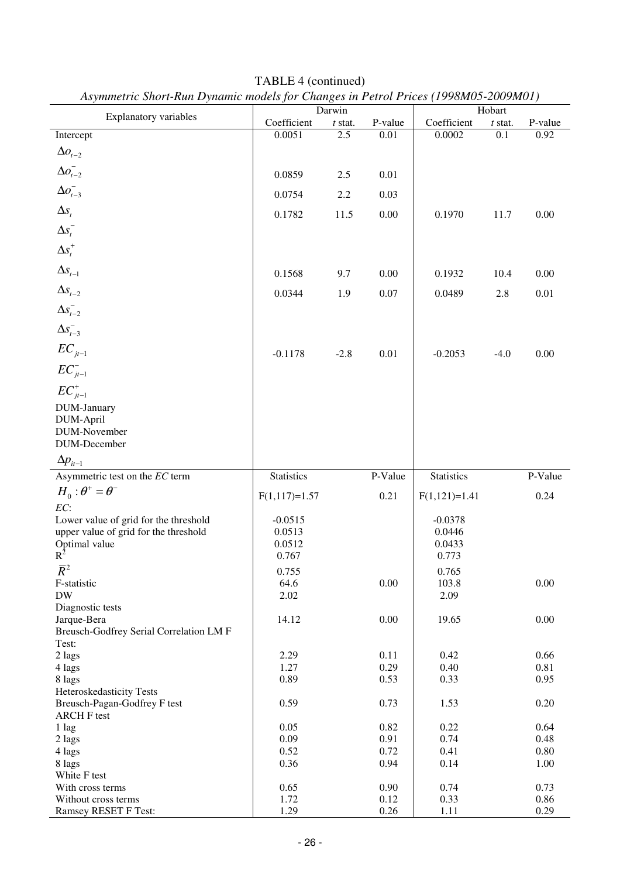TABLE 4 (continued)

*Asymmetric Short-Run Dynamic models for Changes in Petrol Prices (1998M05-2009M01)*

| Explanatory variables | Darwin | | | Hobart | | |
|---|---|---|---|---|---|---|
| | Coefficient | *t* stat. | P-value | Coefficient | *t* stat. | P-value |
| Intercept | 0.0051 | 2.5 | 0.01 | 0.0002 | 0.1 | 0.92 |
| $\Delta o_{t-2}$ | | | | | | |
| $\Delta o^{-}_{t-2}$ | 0.0859 | 2.5 | 0.01 | | | |
| $\Delta o^{-}_{t-3}$ | 0.0754 | 2.2 | 0.03 | | | |
| $\Delta s_{t}$ | 0.1782 | 11.5 | 0.00 | 0.1970 | 11.7 | 0.00 |
| $\Delta s^{-}_{t}$ | | | | | | |
| $\Delta s^{+}_{t}$ | | | | | | |
| $\Delta s_{t-1}$ | 0.1568 | 9.7 | 0.00 | 0.1932 | 10.4 | 0.00 |
| $\Delta s_{t-2}$ | 0.0344 | 1.9 | 0.07 | 0.0489 | 2.8 | 0.01 |
| $\Delta s^{-}_{t-2}$ | | | | | | |
| $\Delta s^{-}_{t-3}$ | | | | | | |
| $EC_{jt-1}$ | -0.1178 | -2.8 | 0.01 | -0.2053 | -4.0 | 0.00 |
| $EC^{-}_{jt-1}$ | | | | | | |
| $EC^{+}_{jt-1}$ | | | | | | |
| DUM-January | | | | | | |
| DUM-April | | | | | | |
| DUM-November | | | | | | |
| DUM-December | | | | | | |
| $\Delta p_{it-1}$ | | | | | | |
| Asymmetric test on the *EC* term | Statistics | | P-Value | Statistics | | P-Value |
| $H_0 : \theta^{+} = \theta^{-}$ | F(1,117)=1.57 | | 0.21 | F(1,121)=1.41 | | 0.24 |
| *EC*: | | | | | | |
| Lower value of grid for the threshold | -0.0515 | | | -0.0378 | | |
| upper value of grid for the threshold | 0.0513 | | | 0.0446 | | |
| Optimal value | 0.0512 | | | 0.0433 | | |
| $R^2$ | 0.767 | | | 0.773 | | |
| $\overline{R}^2$ | 0.755 | | | 0.765 | | |
| F-statistic | 64.6 | | 0.00 | 103.8 | | 0.00 |
| DW | 2.02 | | | 2.09 | | |
| Diagnostic tests | | | | | | |
| Jarque-Bera | 14.12 | | 0.00 | 19.65 | | 0.00 |
| Breusch-Godfrey Serial Correlation LM F Test: | | | | | | |
| 2 lags | 2.29 | | 0.11 | 0.42 | | 0.66 |
| 4 lags | 1.27 | | 0.29 | 0.40 | | 0.81 |
| 8 lags | 0.89 | | 0.53 | 0.33 | | 0.95 |
| Heteroskedasticity Tests | | | | | | |
| Breusch-Pagan-Godfrey F test | 0.59 | | 0.73 | 1.53 | | 0.20 |
| ARCH F test | | | | | | |
| 1 lag | 0.05 | | 0.82 | 0.22 | | 0.64 |
| 2 lags | 0.09 | | 0.91 | 0.74 | | 0.48 |
| 4 lags | 0.52 | | 0.72 | 0.41 | | 0.80 |
| 8 lags | 0.36 | | 0.94 | 0.14 | | 1.00 |
| White F test | | | | | | |
| With cross terms | 0.65 | | 0.90 | 0.74 | | 0.73 |
| Without cross terms | 1.72 | | 0.12 | 0.33 | | 0.86 |
| Ramsey RESET F Test: | 1.29 | | 0.26 | 1.11 | | 0.29 |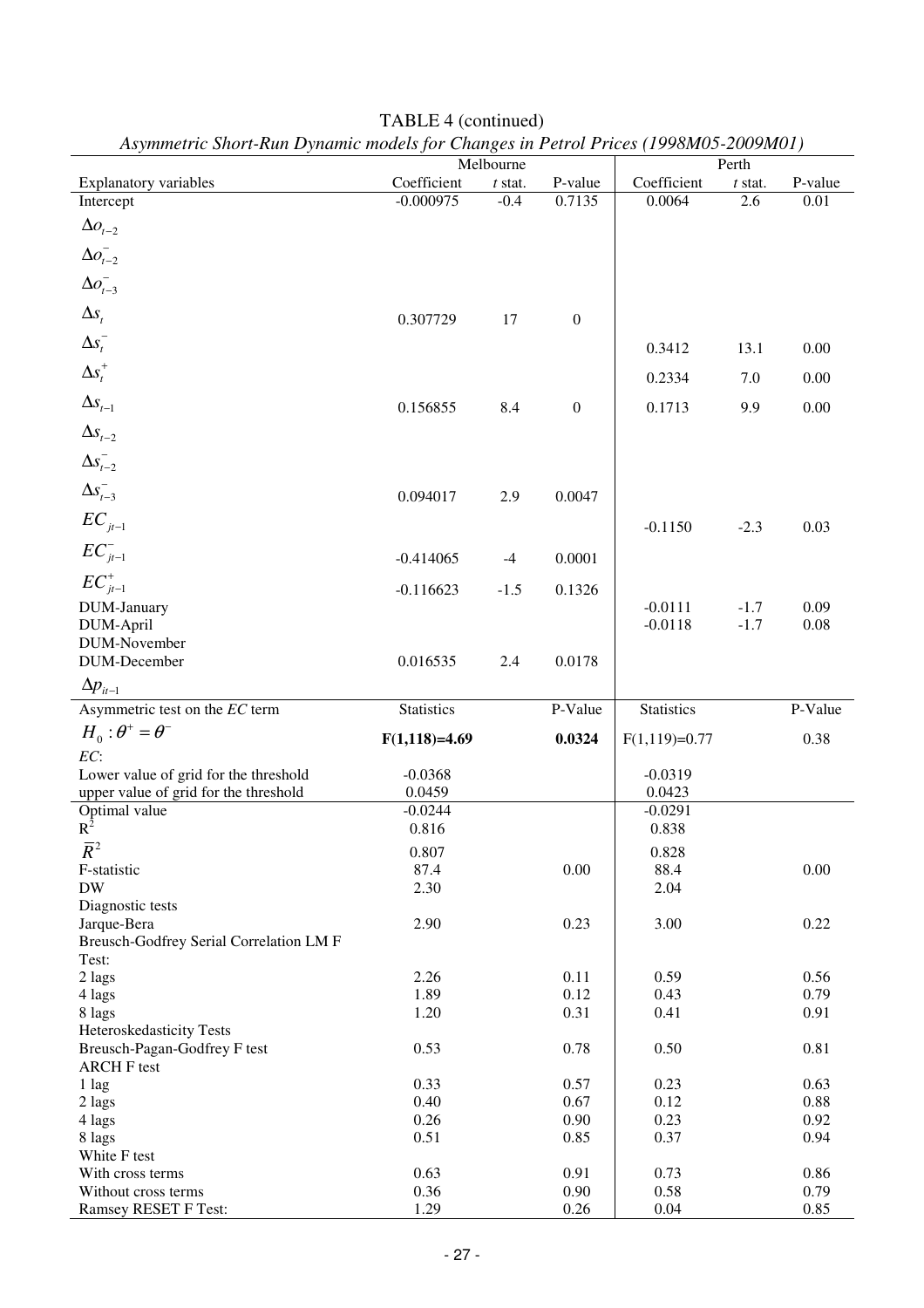TABLE 4 (continued)

*Asymmetric Short-Run Dynamic models for Changes in Petrol Prices (1998M05-2009M01)*

| | Melbourne | | | Perth | | |
|---|---|---|---|---|---|---|
| Explanatory variables | Coefficient | *t* stat. | P-value | Coefficient | *t* stat. | P-value |
| Intercept | -0.000975 | -0.4 | 0.7135 | 0.0064 | 2.6 | 0.01 |
| $\Delta o_{t-2}$ | | | | | | |
| $\Delta o_{t-2}^{-}$ | | | | | | |
| $\Delta o_{t-3}^{-}$ | | | | | | |
| $\Delta s_{t}$ | 0.307729 | 17 | 0 | | | |
| $\Delta s_{t}^{-}$ | | | | 0.3412 | 13.1 | 0.00 |
| $\Delta s_{t}^{+}$ | | | | 0.2334 | 7.0 | 0.00 |
| $\Delta s_{t-1}$ | 0.156855 | 8.4 | 0 | 0.1713 | 9.9 | 0.00 |
| $\Delta s_{t-2}$ | | | | | | |
| $\Delta s_{t-2}^{-}$ | | | | | | |
| $\Delta s_{t-3}^{-}$ | 0.094017 | 2.9 | 0.0047 | | | |
| $EC_{jt-1}$ | | | | -0.1150 | -2.3 | 0.03 |
| $EC_{jt-1}^{-}$ | -0.414065 | -4 | 0.0001 | | | |
| $EC_{jt-1}^{+}$ | -0.116623 | -1.5 | 0.1326 | | | |
| DUM-January | | | | -0.0111 | -1.7 | 0.09 |
| DUM-April | | | | -0.0118 | -1.7 | 0.08 |
| DUM-November | | | | | | |
| DUM-December | 0.016535 | 2.4 | 0.0178 | | | |
| $\Delta p_{it-1}$ | | | | | | |
| Asymmetric test on the *EC* term | Statistics | | P-Value | Statistics | | P-Value |
| $H_0: \theta^{+} = \theta^{-}$ | **F(1,118)=4.69** | | **0.0324** | F(1,119)=0.77 | | 0.38 |
| *EC*: | | | | | | |
| Lower value of grid for the threshold | -0.0368 | | | -0.0319 | | |
| upper value of grid for the threshold | 0.0459 | | | 0.0423 | | |
| Optimal value | -0.0244 | | | -0.0291 | | |
| $R^2$ | 0.816 | | | 0.838 | | |
| $\bar{R}^2$ | 0.807 | | | 0.828 | | |
| F-statistic | 87.4 | | 0.00 | 88.4 | | 0.00 |
| DW | 2.30 | | | 2.04 | | |
| Diagnostic tests | | | | | | |
| Jarque-Bera | 2.90 | | 0.23 | 3.00 | | 0.22 |
| Breusch-Godfrey Serial Correlation LM F Test: | | | | | | |
| 2 lags | 2.26 | | 0.11 | 0.59 | | 0.56 |
| 4 lags | 1.89 | | 0.12 | 0.43 | | 0.79 |
| 8 lags | 1.20 | | 0.31 | 0.41 | | 0.91 |
| Heteroskedasticity Tests | | | | | | |
| Breusch-Pagan-Godfrey F test | 0.53 | | 0.78 | 0.50 | | 0.81 |
| ARCH F test | | | | | | |
| 1 lag | 0.33 | | 0.57 | 0.23 | | 0.63 |
| 2 lags | 0.40 | | 0.67 | 0.12 | | 0.88 |
| 4 lags | 0.26 | | 0.90 | 0.23 | | 0.92 |
| 8 lags | 0.51 | | 0.85 | 0.37 | | 0.94 |
| White F test | | | | | | |
| With cross terms | 0.63 | | 0.91 | 0.73 | | 0.86 |
| Without cross terms | 0.36 | | 0.90 | 0.58 | | 0.79 |
| Ramsey RESET F Test: | 1.29 | | 0.26 | 0.04 | | 0.85 |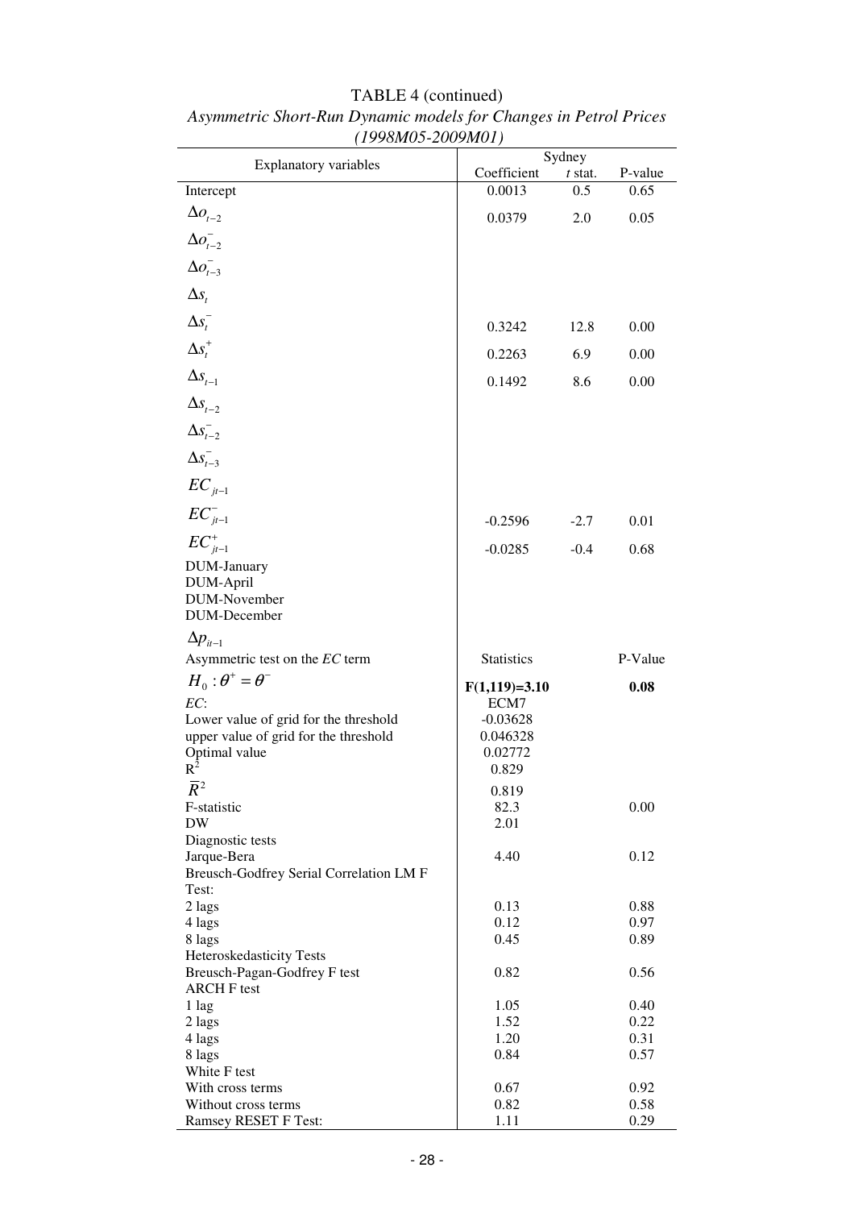TABLE 4 (continued)

*Asymmetric Short-Run Dynamic models for Changes in Petrol Prices (1998M05-2009M01)*

| Explanatory variables | Sydney | | |
|---|---|---|---|
| | Coefficient | *t* stat. | P-value |
| Intercept | 0.0013 | 0.5 | 0.65 |
| $\Delta o_{t-2}$ | 0.0379 | 2.0 | 0.05 |
| $\Delta o_{t-2}^{-}$ | | | |
| $\Delta o_{t-3}^{-}$ | | | |
| $\Delta s_{t}$ | | | |
| $\Delta s_{t}^{-}$ | 0.3242 | 12.8 | 0.00 |
| $\Delta s_{t}^{+}$ | 0.2263 | 6.9 | 0.00 |
| $\Delta s_{t-1}$ | 0.1492 | 8.6 | 0.00 |
| $\Delta s_{t-2}$ | | | |
| $\Delta s_{t-2}^{-}$ | | | |
| $\Delta s_{t-3}^{-}$ | | | |
| $EC_{jt-1}$ | | | |
| $EC_{jt-1}^{-}$ | -0.2596 | -2.7 | 0.01 |
| $EC_{jt-1}^{+}$ | -0.0285 | -0.4 | 0.68 |
| DUM-January | | | |
| DUM-April | | | |
| DUM-November | | | |
| DUM-December | | | |
| $\Delta p_{it-1}$ | | | |
| Asymmetric test on the *EC* term | Statistics | | P-Value |
| $H_0: \theta^{+} = \theta^{-}$ | **F(1,119)=3.10** | | **0.08** |
| *EC*: | ECM7 | | |
| Lower value of grid for the threshold | -0.03628 | | |
| upper value of grid for the threshold | 0.046328 | | |
| Optimal value | 0.02772 | | |
| $R^2$ | 0.829 | | |
| $\bar{R}^2$ | 0.819 | | |
| F-statistic | 82.3 | | 0.00 |
| DW | 2.01 | | |
| Diagnostic tests | | | |
| Jarque-Bera | 4.40 | | 0.12 |
| Breusch-Godfrey Serial Correlation LM F Test: | | | |
| 2 lags | 0.13 | | 0.88 |
| 4 lags | 0.12 | | 0.97 |
| 8 lags | 0.45 | | 0.89 |
| Heteroskedasticity Tests | | | |
| Breusch-Pagan-Godfrey F test | 0.82 | | 0.56 |
| ARCH F test | | | |
| 1 lag | 1.05 | | 0.40 |
| 2 lags | 1.52 | | 0.22 |
| 4 lags | 1.20 | | 0.31 |
| 8 lags | 0.84 | | 0.57 |
| White F test | | | |
| With cross terms | 0.67 | | 0.92 |
| Without cross terms | 0.82 | | 0.58 |
| Ramsey RESET F Test: | 1.11 | | 0.29 |